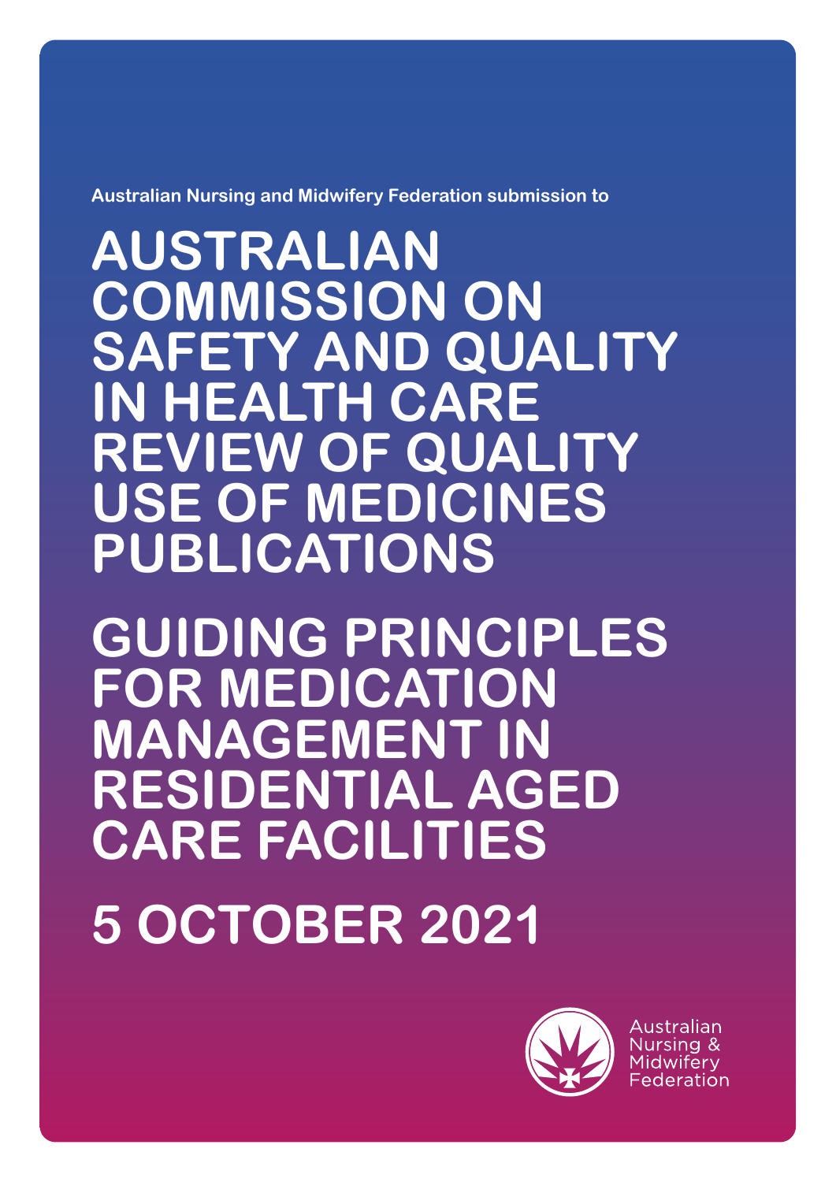Australian Nursing and Midwifery Federation submission to

# AUSTRALIAN COMMISSION ON SAFETY AND QUALITY IN HEALTH CARE REVIEW OF QUALITY USE OF MEDICINES PUBLICATIONS

# GUIDING PRINCIPLES FOR MEDICATION MANAGEMENT IN RESIDENTIAL AGED CARE FACILITIES

# 5 OCTOBER 2021

Australian Nursing & Midwifery Federation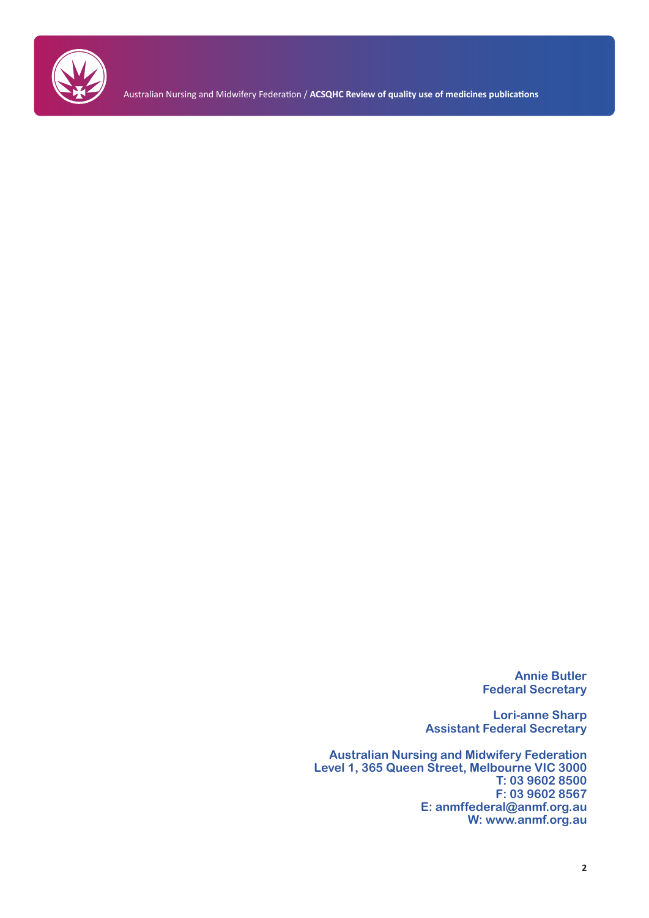**Annie Butler**
**Federal Secretary**

**Lori-anne Sharp**
**Assistant Federal Secretary**

**Australian Nursing and Midwifery Federation**
**Level 1, 365 Queen Street, Melbourne VIC 3000**
**T: 03 9602 8500**
**F: 03 9602 8567**
**E: anmffederal@anmf.org.au**
**W: www.anmf.org.au**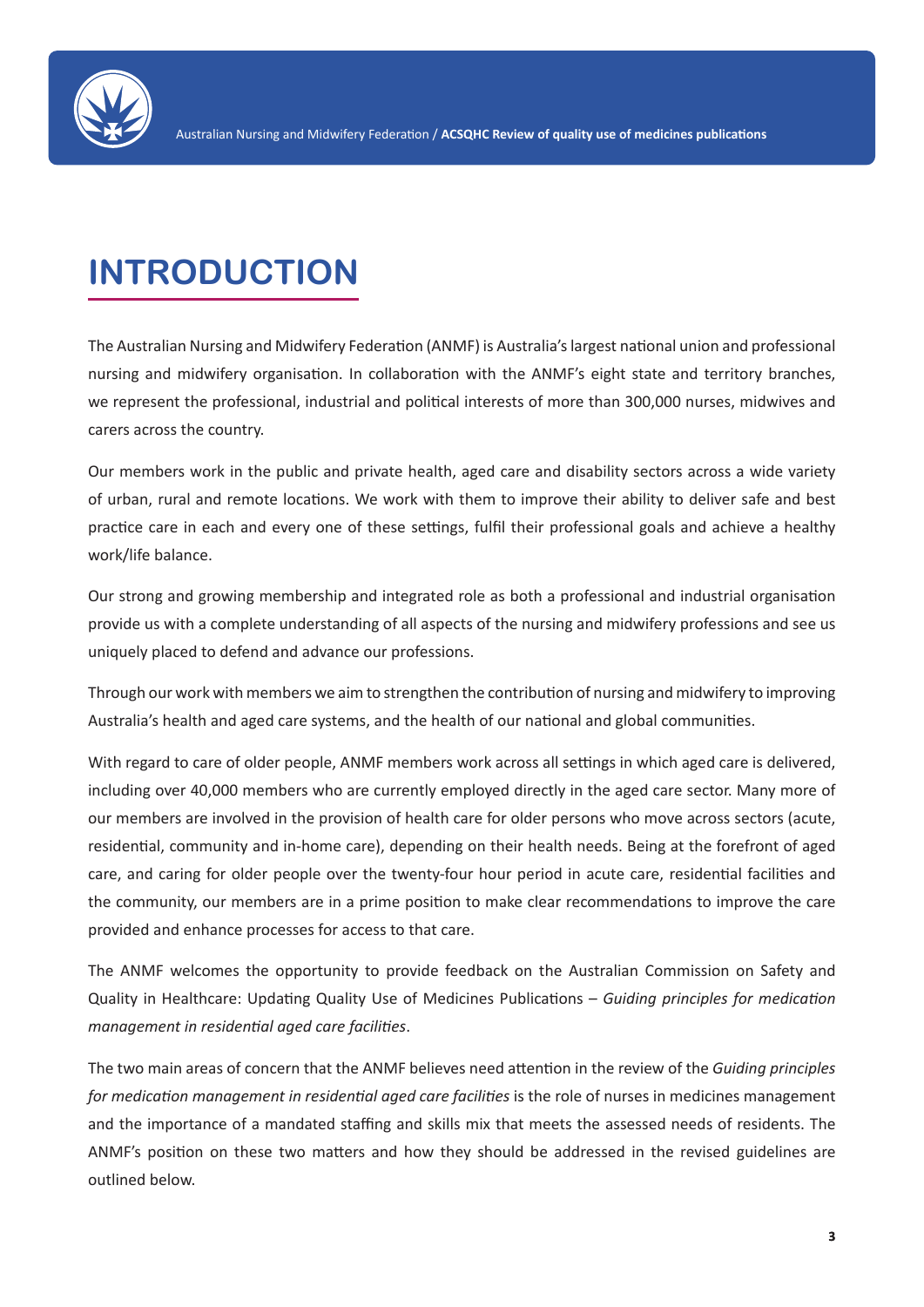# INTRODUCTION

The Australian Nursing and Midwifery Federation (ANMF) is Australia's largest national union and professional nursing and midwifery organisation. In collaboration with the ANMF's eight state and territory branches, we represent the professional, industrial and political interests of more than 300,000 nurses, midwives and carers across the country.

Our members work in the public and private health, aged care and disability sectors across a wide variety of urban, rural and remote locations. We work with them to improve their ability to deliver safe and best practice care in each and every one of these settings, fulfil their professional goals and achieve a healthy work/life balance.

Our strong and growing membership and integrated role as both a professional and industrial organisation provide us with a complete understanding of all aspects of the nursing and midwifery professions and see us uniquely placed to defend and advance our professions.

Through our work with members we aim to strengthen the contribution of nursing and midwifery to improving Australia's health and aged care systems, and the health of our national and global communities.

With regard to care of older people, ANMF members work across all settings in which aged care is delivered, including over 40,000 members who are currently employed directly in the aged care sector. Many more of our members are involved in the provision of health care for older persons who move across sectors (acute, residential, community and in-home care), depending on their health needs. Being at the forefront of aged care, and caring for older people over the twenty-four hour period in acute care, residential facilities and the community, our members are in a prime position to make clear recommendations to improve the care provided and enhance processes for access to that care.

The ANMF welcomes the opportunity to provide feedback on the Australian Commission on Safety and Quality in Healthcare: Updating Quality Use of Medicines Publications – *Guiding principles for medication management in residential aged care facilities*.

The two main areas of concern that the ANMF believes need attention in the review of the *Guiding principles for medication management in residential aged care facilities* is the role of nurses in medicines management and the importance of a mandated staffing and skills mix that meets the assessed needs of residents. The ANMF's position on these two matters and how they should be addressed in the revised guidelines are outlined below.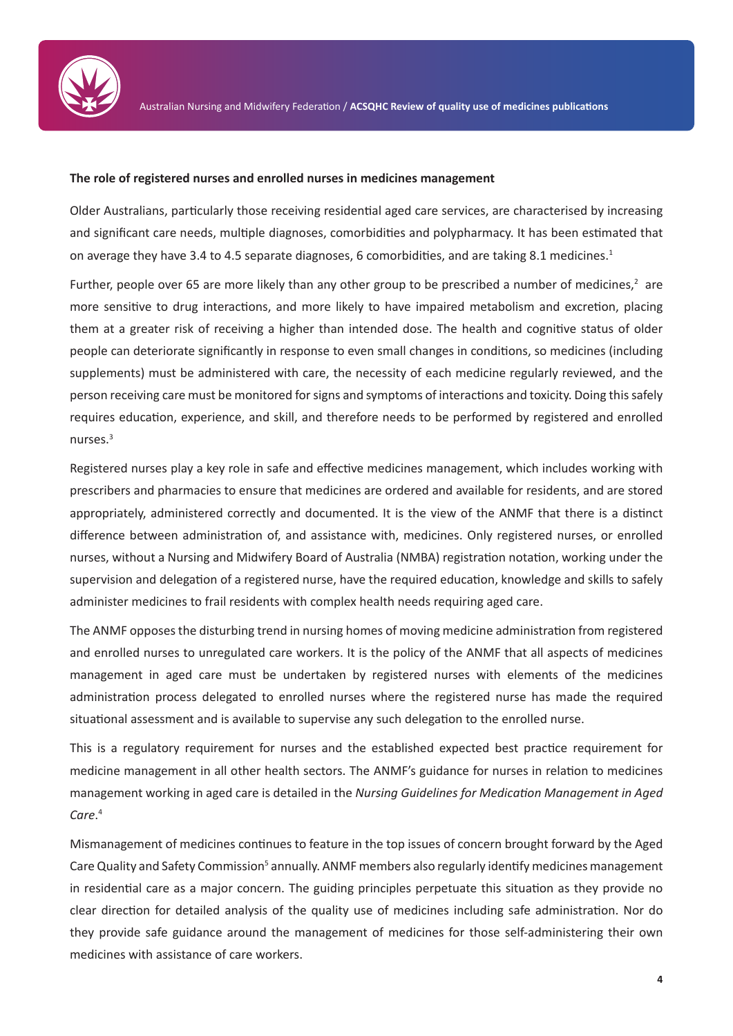**The role of registered nurses and enrolled nurses in medicines management**

Older Australians, particularly those receiving residential aged care services, are characterised by increasing and significant care needs, multiple diagnoses, comorbidities and polypharmacy. It has been estimated that on average they have 3.4 to 4.5 separate diagnoses, 6 comorbidities, and are taking 8.1 medicines.[1]

Further, people over 65 are more likely than any other group to be prescribed a number of medicines,[2] are more sensitive to drug interactions, and more likely to have impaired metabolism and excretion, placing them at a greater risk of receiving a higher than intended dose. The health and cognitive status of older people can deteriorate significantly in response to even small changes in conditions, so medicines (including supplements) must be administered with care, the necessity of each medicine regularly reviewed, and the person receiving care must be monitored for signs and symptoms of interactions and toxicity. Doing this safely requires education, experience, and skill, and therefore needs to be performed by registered and enrolled nurses.[3]

Registered nurses play a key role in safe and effective medicines management, which includes working with prescribers and pharmacies to ensure that medicines are ordered and available for residents, and are stored appropriately, administered correctly and documented. It is the view of the ANMF that there is a distinct difference between administration of, and assistance with, medicines. Only registered nurses, or enrolled nurses, without a Nursing and Midwifery Board of Australia (NMBA) registration notation, working under the supervision and delegation of a registered nurse, have the required education, knowledge and skills to safely administer medicines to frail residents with complex health needs requiring aged care.

The ANMF opposes the disturbing trend in nursing homes of moving medicine administration from registered and enrolled nurses to unregulated care workers. It is the policy of the ANMF that all aspects of medicines management in aged care must be undertaken by registered nurses with elements of the medicines administration process delegated to enrolled nurses where the registered nurse has made the required situational assessment and is available to supervise any such delegation to the enrolled nurse.

This is a regulatory requirement for nurses and the established expected best practice requirement for medicine management in all other health sectors. The ANMF's guidance for nurses in relation to medicines management working in aged care is detailed in the *Nursing Guidelines for Medication Management in Aged Care*.[4]

Mismanagement of medicines continues to feature in the top issues of concern brought forward by the Aged Care Quality and Safety Commission[5] annually. ANMF members also regularly identify medicines management in residential care as a major concern. The guiding principles perpetuate this situation as they provide no clear direction for detailed analysis of the quality use of medicines including safe administration. Nor do they provide safe guidance around the management of medicines for those self-administering their own medicines with assistance of care workers.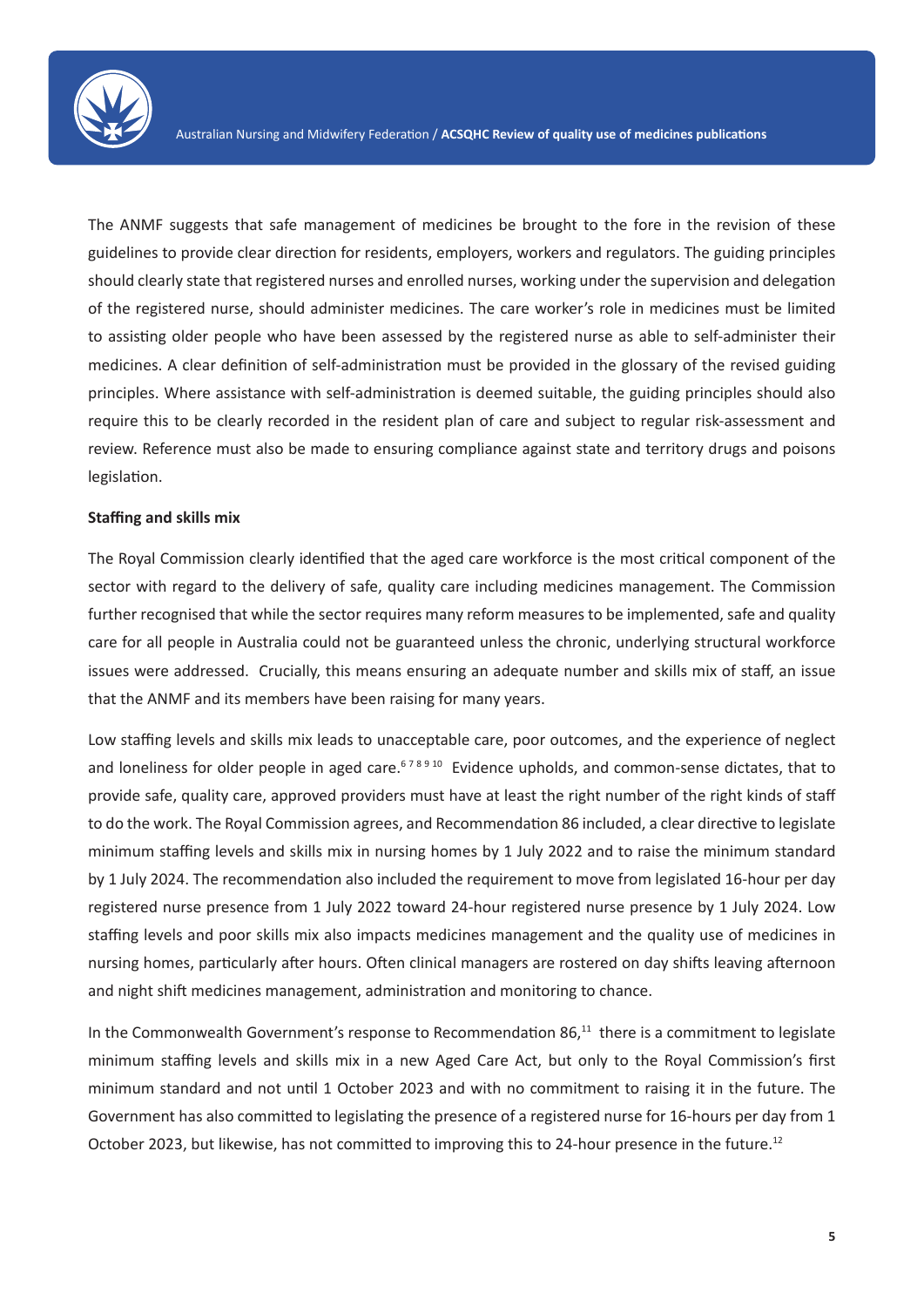The ANMF suggests that safe management of medicines be brought to the fore in the revision of these guidelines to provide clear direction for residents, employers, workers and regulators. The guiding principles should clearly state that registered nurses and enrolled nurses, working under the supervision and delegation of the registered nurse, should administer medicines. The care worker's role in medicines must be limited to assisting older people who have been assessed by the registered nurse as able to self-administer their medicines. A clear definition of self-administration must be provided in the glossary of the revised guiding principles. Where assistance with self-administration is deemed suitable, the guiding principles should also require this to be clearly recorded in the resident plan of care and subject to regular risk-assessment and review. Reference must also be made to ensuring compliance against state and territory drugs and poisons legislation.

**Staffing and skills mix**

The Royal Commission clearly identified that the aged care workforce is the most critical component of the sector with regard to the delivery of safe, quality care including medicines management. The Commission further recognised that while the sector requires many reform measures to be implemented, safe and quality care for all people in Australia could not be guaranteed unless the chronic, underlying structural workforce issues were addressed. Crucially, this means ensuring an adequate number and skills mix of staff, an issue that the ANMF and its members have been raising for many years.

Low staffing levels and skills mix leads to unacceptable care, poor outcomes, and the experience of neglect and loneliness for older people in aged care.[6 7 8 9 10] Evidence upholds, and common-sense dictates, that to provide safe, quality care, approved providers must have at least the right number of the right kinds of staff to do the work. The Royal Commission agrees, and Recommendation 86 included, a clear directive to legislate minimum staffing levels and skills mix in nursing homes by 1 July 2022 and to raise the minimum standard by 1 July 2024. The recommendation also included the requirement to move from legislated 16-hour per day registered nurse presence from 1 July 2022 toward 24-hour registered nurse presence by 1 July 2024. Low staffing levels and poor skills mix also impacts medicines management and the quality use of medicines in nursing homes, particularly after hours. Often clinical managers are rostered on day shifts leaving afternoon and night shift medicines management, administration and monitoring to chance.

In the Commonwealth Government's response to Recommendation 86,[11] there is a commitment to legislate minimum staffing levels and skills mix in a new Aged Care Act, but only to the Royal Commission's first minimum standard and not until 1 October 2023 and with no commitment to raising it in the future. The Government has also committed to legislating the presence of a registered nurse for 16-hours per day from 1 October 2023, but likewise, has not committed to improving this to 24-hour presence in the future.[12]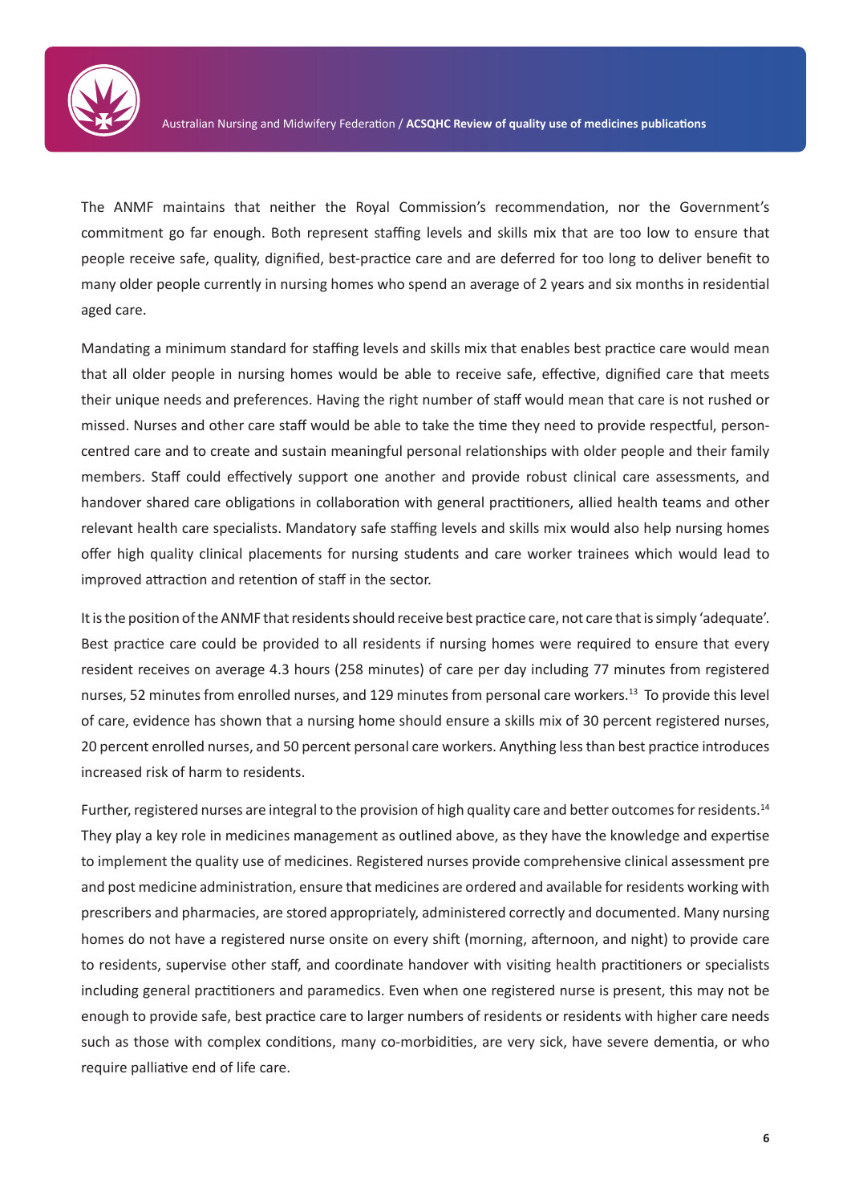The ANMF maintains that neither the Royal Commission's recommendation, nor the Government's commitment go far enough. Both represent staffing levels and skills mix that are too low to ensure that people receive safe, quality, dignified, best-practice care and are deferred for too long to deliver benefit to many older people currently in nursing homes who spend an average of 2 years and six months in residential aged care.

Mandating a minimum standard for staffing levels and skills mix that enables best practice care would mean that all older people in nursing homes would be able to receive safe, effective, dignified care that meets their unique needs and preferences. Having the right number of staff would mean that care is not rushed or missed. Nurses and other care staff would be able to take the time they need to provide respectful, person-centred care and to create and sustain meaningful personal relationships with older people and their family members. Staff could effectively support one another and provide robust clinical care assessments, and handover shared care obligations in collaboration with general practitioners, allied health teams and other relevant health care specialists. Mandatory safe staffing levels and skills mix would also help nursing homes offer high quality clinical placements for nursing students and care worker trainees which would lead to improved attraction and retention of staff in the sector.

It is the position of the ANMF that residents should receive best practice care, not care that is simply 'adequate'. Best practice care could be provided to all residents if nursing homes were required to ensure that every resident receives on average 4.3 hours (258 minutes) of care per day including 77 minutes from registered nurses, 52 minutes from enrolled nurses, and 129 minutes from personal care workers.[13] To provide this level of care, evidence has shown that a nursing home should ensure a skills mix of 30 percent registered nurses, 20 percent enrolled nurses, and 50 percent personal care workers. Anything less than best practice introduces increased risk of harm to residents.

Further, registered nurses are integral to the provision of high quality care and better outcomes for residents.[14] They play a key role in medicines management as outlined above, as they have the knowledge and expertise to implement the quality use of medicines. Registered nurses provide comprehensive clinical assessment pre and post medicine administration, ensure that medicines are ordered and available for residents working with prescribers and pharmacies, are stored appropriately, administered correctly and documented. Many nursing homes do not have a registered nurse onsite on every shift (morning, afternoon, and night) to provide care to residents, supervise other staff, and coordinate handover with visiting health practitioners or specialists including general practitioners and paramedics. Even when one registered nurse is present, this may not be enough to provide safe, best practice care to larger numbers of residents or residents with higher care needs such as those with complex conditions, many co-morbidities, are very sick, have severe dementia, or who require palliative end of life care.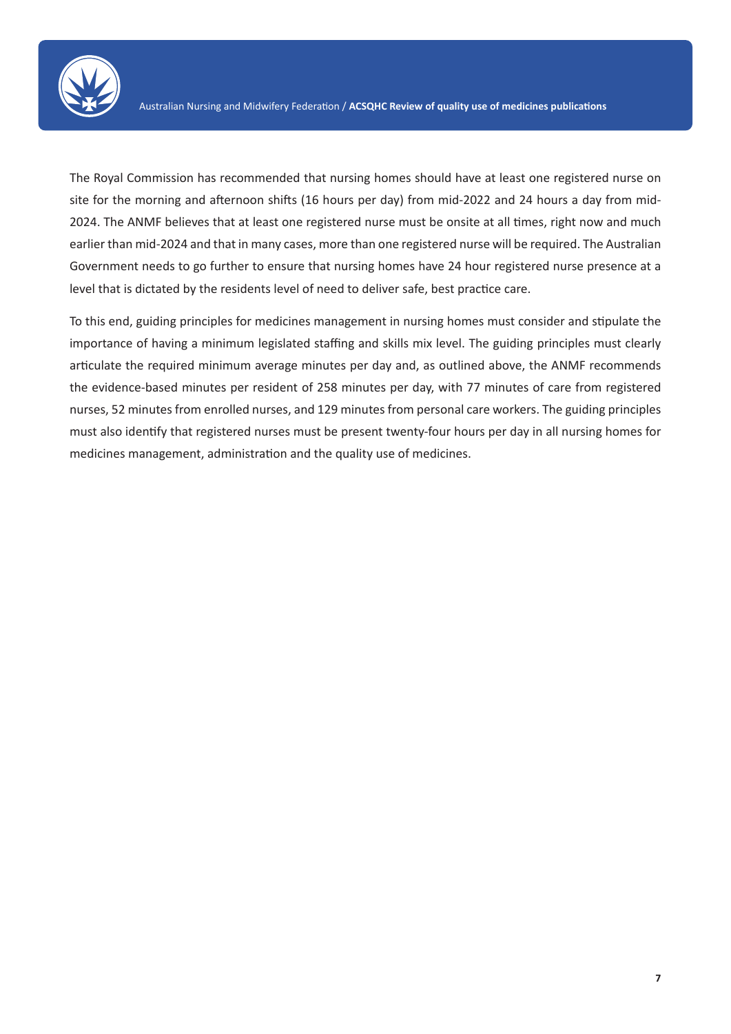The Royal Commission has recommended that nursing homes should have at least one registered nurse on site for the morning and afternoon shifts (16 hours per day) from mid-2022 and 24 hours a day from mid-2024. The ANMF believes that at least one registered nurse must be onsite at all times, right now and much earlier than mid-2024 and that in many cases, more than one registered nurse will be required. The Australian Government needs to go further to ensure that nursing homes have 24 hour registered nurse presence at a level that is dictated by the residents level of need to deliver safe, best practice care.

To this end, guiding principles for medicines management in nursing homes must consider and stipulate the importance of having a minimum legislated staffing and skills mix level. The guiding principles must clearly articulate the required minimum average minutes per day and, as outlined above, the ANMF recommends the evidence-based minutes per resident of 258 minutes per day, with 77 minutes of care from registered nurses, 52 minutes from enrolled nurses, and 129 minutes from personal care workers. The guiding principles must also identify that registered nurses must be present twenty-four hours per day in all nursing homes for medicines management, administration and the quality use of medicines.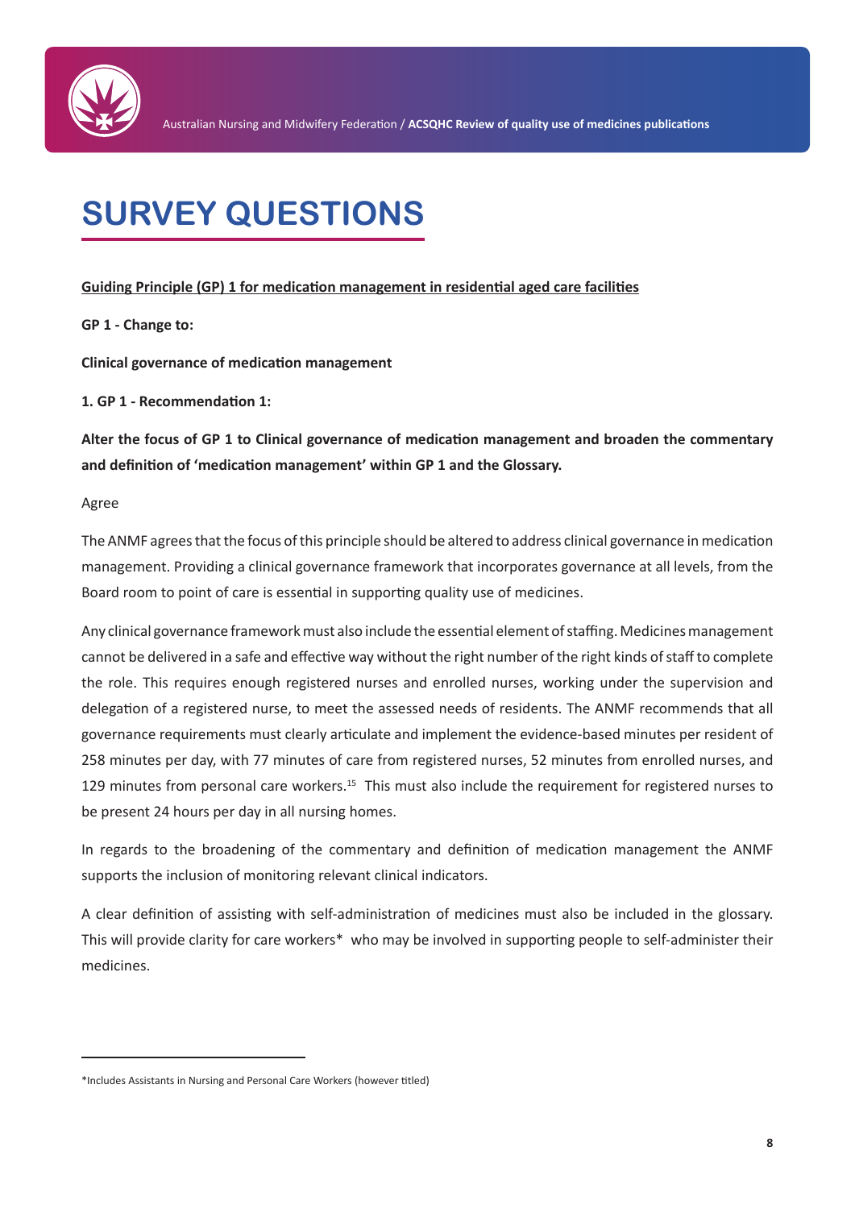# SURVEY QUESTIONS

**Guiding Principle (GP) 1 for medication management in residential aged care facilities**

**GP 1 - Change to:**

**Clinical governance of medication management**

**1. GP 1 - Recommendation 1:**

**Alter the focus of GP 1 to Clinical governance of medication management and broaden the commentary and definition of 'medication management' within GP 1 and the Glossary.**

Agree

The ANMF agrees that the focus of this principle should be altered to address clinical governance in medication management. Providing a clinical governance framework that incorporates governance at all levels, from the Board room to point of care is essential in supporting quality use of medicines.

Any clinical governance framework must also include the essential element of staffing. Medicines management cannot be delivered in a safe and effective way without the right number of the right kinds of staff to complete the role. This requires enough registered nurses and enrolled nurses, working under the supervision and delegation of a registered nurse, to meet the assessed needs of residents. The ANMF recommends that all governance requirements must clearly articulate and implement the evidence-based minutes per resident of 258 minutes per day, with 77 minutes of care from registered nurses, 52 minutes from enrolled nurses, and 129 minutes from personal care workers.[15] This must also include the requirement for registered nurses to be present 24 hours per day in all nursing homes.

In regards to the broadening of the commentary and definition of medication management the ANMF supports the inclusion of monitoring relevant clinical indicators.

A clear definition of assisting with self-administration of medicines must also be included in the glossary. This will provide clarity for care workers* who may be involved in supporting people to self-administer their medicines.

---

*Includes Assistants in Nursing and Personal Care Workers (however titled)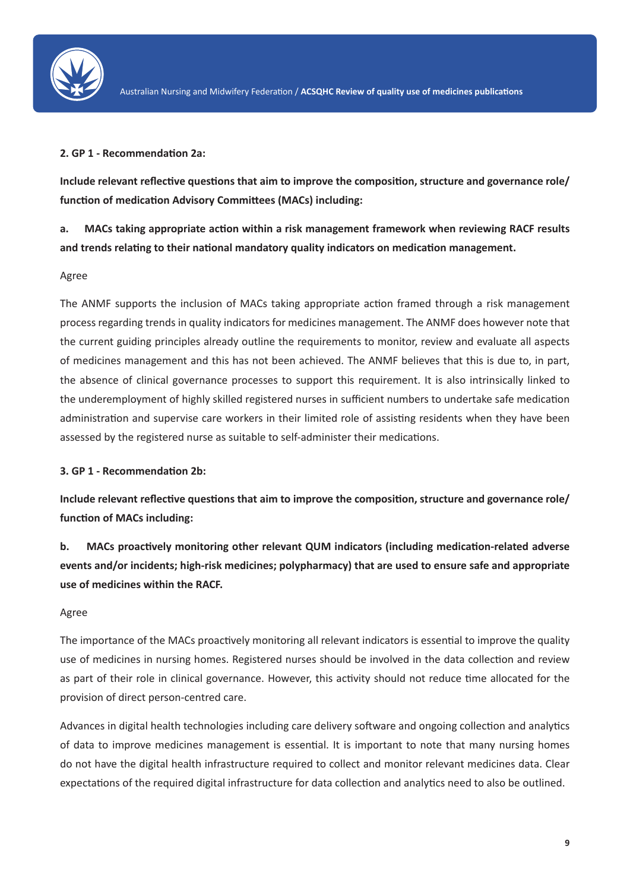**2. GP 1 - Recommendation 2a:**

**Include relevant reflective questions that aim to improve the composition, structure and governance role/function of medication Advisory Committees (MACs) including:**

**a. MACs taking appropriate action within a risk management framework when reviewing RACF results and trends relating to their national mandatory quality indicators on medication management.**

Agree

The ANMF supports the inclusion of MACs taking appropriate action framed through a risk management process regarding trends in quality indicators for medicines management. The ANMF does however note that the current guiding principles already outline the requirements to monitor, review and evaluate all aspects of medicines management and this has not been achieved. The ANMF believes that this is due to, in part, the absence of clinical governance processes to support this requirement. It is also intrinsically linked to the underemployment of highly skilled registered nurses in sufficient numbers to undertake safe medication administration and supervise care workers in their limited role of assisting residents when they have been assessed by the registered nurse as suitable to self-administer their medications.

**3. GP 1 - Recommendation 2b:**

**Include relevant reflective questions that aim to improve the composition, structure and governance role/function of MACs including:**

**b. MACs proactively monitoring other relevant QUM indicators (including medication-related adverse events and/or incidents; high-risk medicines; polypharmacy) that are used to ensure safe and appropriate use of medicines within the RACF.**

Agree

The importance of the MACs proactively monitoring all relevant indicators is essential to improve the quality use of medicines in nursing homes. Registered nurses should be involved in the data collection and review as part of their role in clinical governance. However, this activity should not reduce time allocated for the provision of direct person-centred care.

Advances in digital health technologies including care delivery software and ongoing collection and analytics of data to improve medicines management is essential. It is important to note that many nursing homes do not have the digital health infrastructure required to collect and monitor relevant medicines data. Clear expectations of the required digital infrastructure for data collection and analytics need to also be outlined.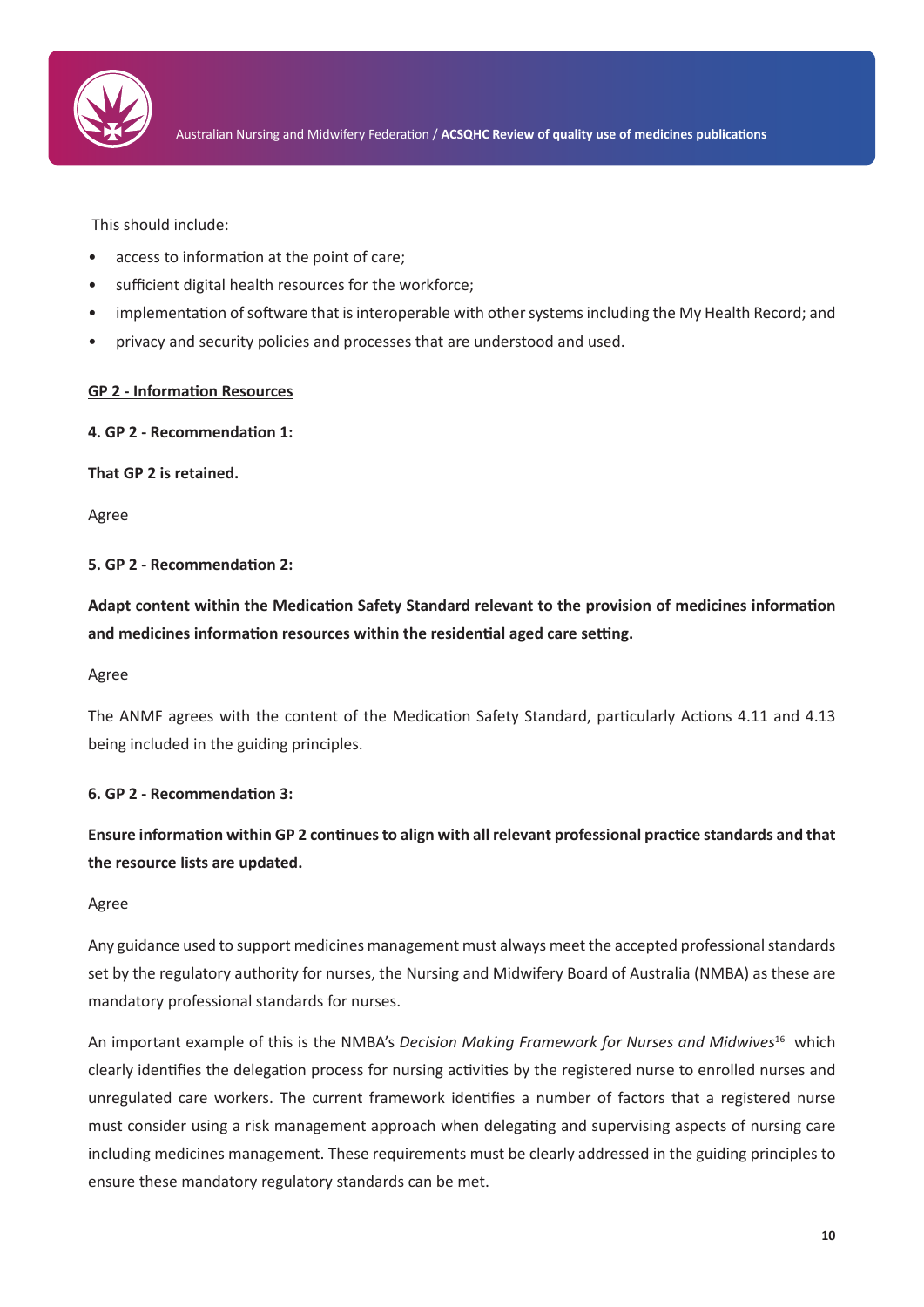This should include:

- access to information at the point of care;
- sufficient digital health resources for the workforce;
- implementation of software that is interoperable with other systems including the My Health Record; and
- privacy and security policies and processes that are understood and used.

**GP 2 - Information Resources**

**4. GP 2 - Recommendation 1:**

**That GP 2 is retained.**

Agree

**5. GP 2 - Recommendation 2:**

**Adapt content within the Medication Safety Standard relevant to the provision of medicines information and medicines information resources within the residential aged care setting.**

Agree

The ANMF agrees with the content of the Medication Safety Standard, particularly Actions 4.11 and 4.13 being included in the guiding principles.

**6. GP 2 - Recommendation 3:**

**Ensure information within GP 2 continues to align with all relevant professional practice standards and that the resource lists are updated.**

Agree

Any guidance used to support medicines management must always meet the accepted professional standards set by the regulatory authority for nurses, the Nursing and Midwifery Board of Australia (NMBA) as these are mandatory professional standards for nurses.

An important example of this is the NMBA's *Decision Making Framework for Nurses and Midwives*[16] which clearly identifies the delegation process for nursing activities by the registered nurse to enrolled nurses and unregulated care workers. The current framework identifies a number of factors that a registered nurse must consider using a risk management approach when delegating and supervising aspects of nursing care including medicines management. These requirements must be clearly addressed in the guiding principles to ensure these mandatory regulatory standards can be met.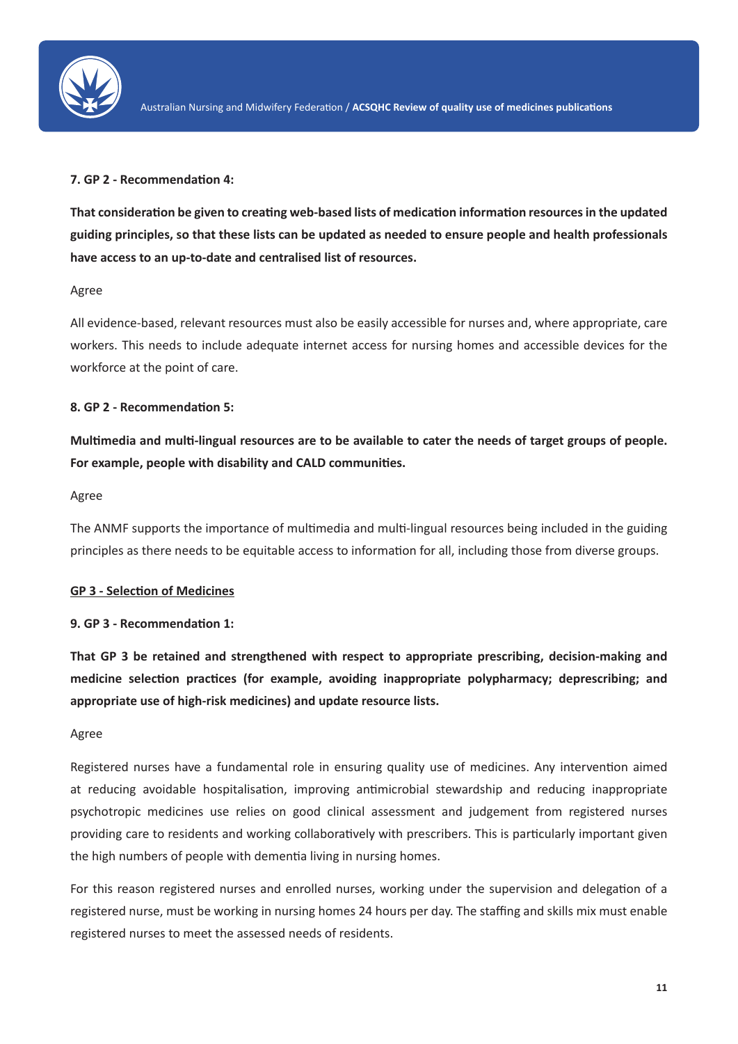**7. GP 2 - Recommendation 4:**

**That consideration be given to creating web-based lists of medication information resources in the updated guiding principles, so that these lists can be updated as needed to ensure people and health professionals have access to an up-to-date and centralised list of resources.**

Agree

All evidence-based, relevant resources must also be easily accessible for nurses and, where appropriate, care workers. This needs to include adequate internet access for nursing homes and accessible devices for the workforce at the point of care.

**8. GP 2 - Recommendation 5:**

**Multimedia and multi-lingual resources are to be available to cater the needs of target groups of people. For example, people with disability and CALD communities.**

Agree

The ANMF supports the importance of multimedia and multi-lingual resources being included in the guiding principles as there needs to be equitable access to information for all, including those from diverse groups.

**GP 3 - Selection of Medicines**

**9. GP 3 - Recommendation 1:**

**That GP 3 be retained and strengthened with respect to appropriate prescribing, decision-making and medicine selection practices (for example, avoiding inappropriate polypharmacy; deprescribing; and appropriate use of high-risk medicines) and update resource lists.**

Agree

Registered nurses have a fundamental role in ensuring quality use of medicines. Any intervention aimed at reducing avoidable hospitalisation, improving antimicrobial stewardship and reducing inappropriate psychotropic medicines use relies on good clinical assessment and judgement from registered nurses providing care to residents and working collaboratively with prescribers. This is particularly important given the high numbers of people with dementia living in nursing homes.

For this reason registered nurses and enrolled nurses, working under the supervision and delegation of a registered nurse, must be working in nursing homes 24 hours per day. The staffing and skills mix must enable registered nurses to meet the assessed needs of residents.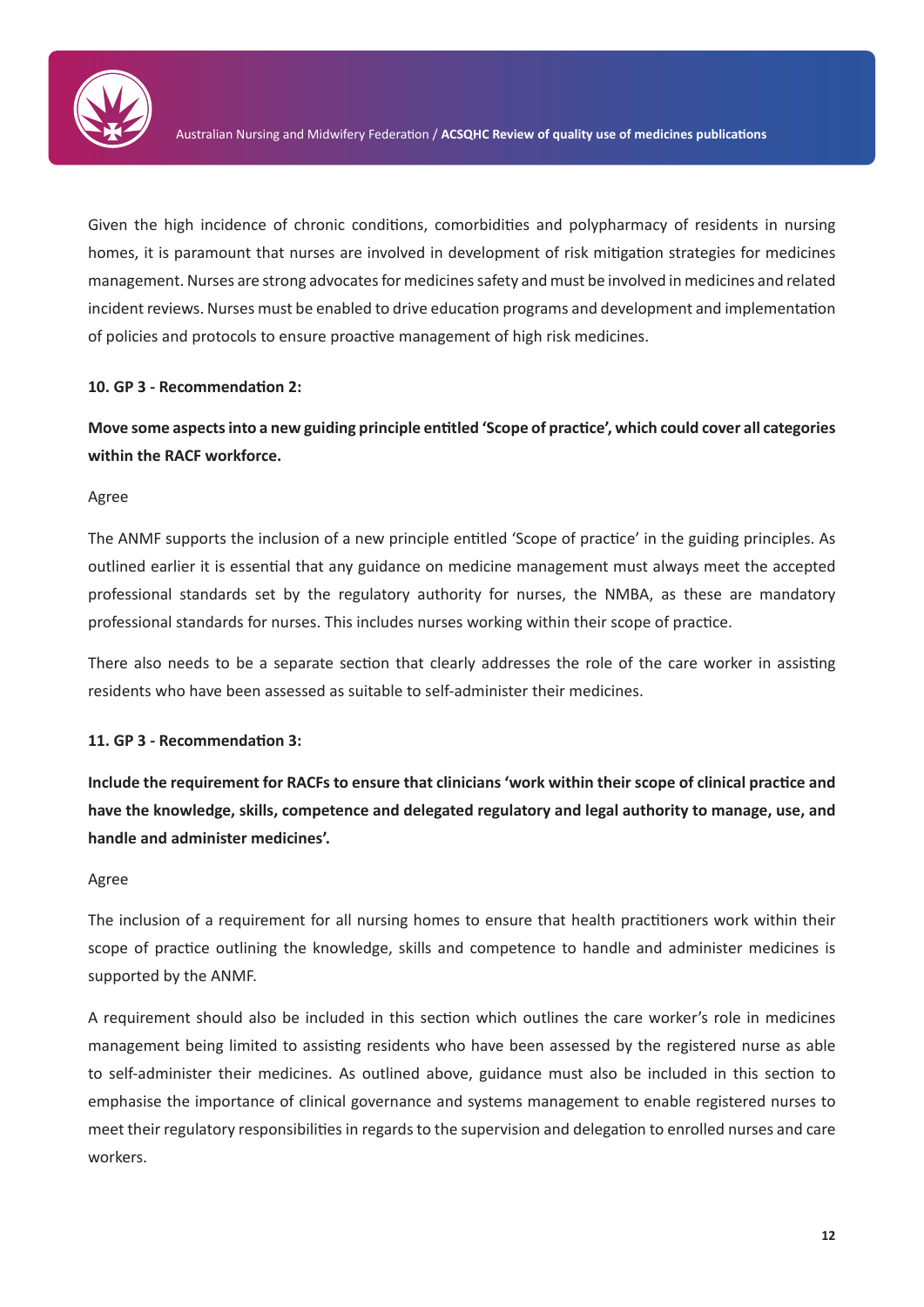Given the high incidence of chronic conditions, comorbidities and polypharmacy of residents in nursing homes, it is paramount that nurses are involved in development of risk mitigation strategies for medicines management. Nurses are strong advocates for medicines safety and must be involved in medicines and related incident reviews. Nurses must be enabled to drive education programs and development and implementation of policies and protocols to ensure proactive management of high risk medicines.

**10. GP 3 - Recommendation 2:**

**Move some aspects into a new guiding principle entitled 'Scope of practice', which could cover all categories within the RACF workforce.**

Agree

The ANMF supports the inclusion of a new principle entitled 'Scope of practice' in the guiding principles. As outlined earlier it is essential that any guidance on medicine management must always meet the accepted professional standards set by the regulatory authority for nurses, the NMBA, as these are mandatory professional standards for nurses. This includes nurses working within their scope of practice.

There also needs to be a separate section that clearly addresses the role of the care worker in assisting residents who have been assessed as suitable to self-administer their medicines.

**11. GP 3 - Recommendation 3:**

**Include the requirement for RACFs to ensure that clinicians 'work within their scope of clinical practice and have the knowledge, skills, competence and delegated regulatory and legal authority to manage, use, and handle and administer medicines'.**

Agree

The inclusion of a requirement for all nursing homes to ensure that health practitioners work within their scope of practice outlining the knowledge, skills and competence to handle and administer medicines is supported by the ANMF.

A requirement should also be included in this section which outlines the care worker's role in medicines management being limited to assisting residents who have been assessed by the registered nurse as able to self-administer their medicines. As outlined above, guidance must also be included in this section to emphasise the importance of clinical governance and systems management to enable registered nurses to meet their regulatory responsibilities in regards to the supervision and delegation to enrolled nurses and care workers.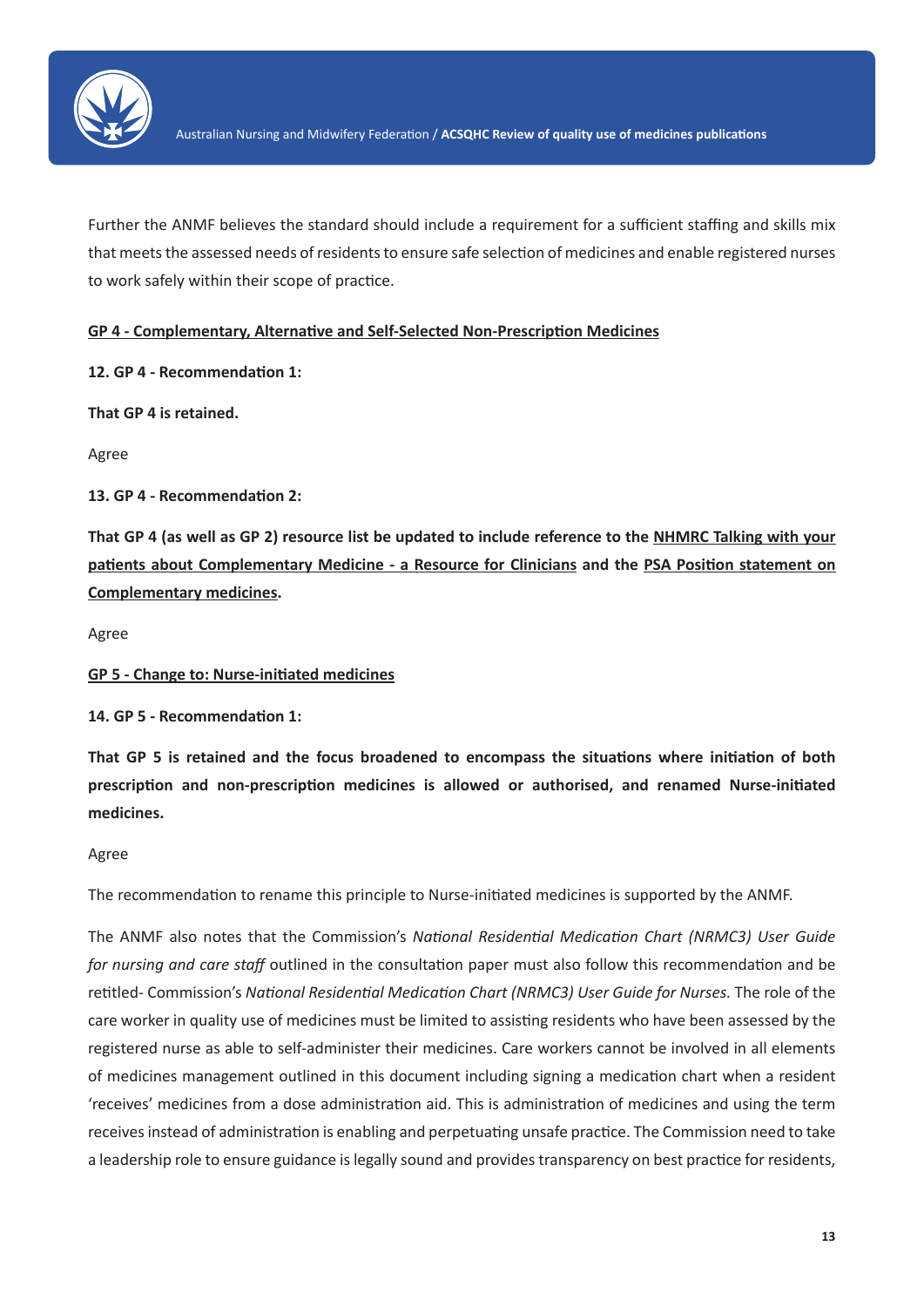Further the ANMF believes the standard should include a requirement for a sufficient staffing and skills mix that meets the assessed needs of residents to ensure safe selection of medicines and enable registered nurses to work safely within their scope of practice.

**GP 4 - Complementary, Alternative and Self-Selected Non-Prescription Medicines**

**12. GP 4 - Recommendation 1:**

**That GP 4 is retained.**

Agree

**13. GP 4 - Recommendation 2:**

**That GP 4 (as well as GP 2) resource list be updated to include reference to the NHMRC Talking with your patients about Complementary Medicine - a Resource for Clinicians and the PSA Position statement on Complementary medicines.**

Agree

**GP 5 - Change to: Nurse-initiated medicines**

**14. GP 5 - Recommendation 1:**

**That GP 5 is retained and the focus broadened to encompass the situations where initiation of both prescription and non-prescription medicines is allowed or authorised, and renamed Nurse-initiated medicines.**

Agree

The recommendation to rename this principle to Nurse-initiated medicines is supported by the ANMF.

The ANMF also notes that the Commission's *National Residential Medication Chart (NRMC3) User Guide for nursing and care staff* outlined in the consultation paper must also follow this recommendation and be retitled- Commission's *National Residential Medication Chart (NRMC3) User Guide for Nurses.* The role of the care worker in quality use of medicines must be limited to assisting residents who have been assessed by the registered nurse as able to self-administer their medicines. Care workers cannot be involved in all elements of medicines management outlined in this document including signing a medication chart when a resident 'receives' medicines from a dose administration aid. This is administration of medicines and using the term receives instead of administration is enabling and perpetuating unsafe practice. The Commission need to take a leadership role to ensure guidance is legally sound and provides transparency on best practice for residents,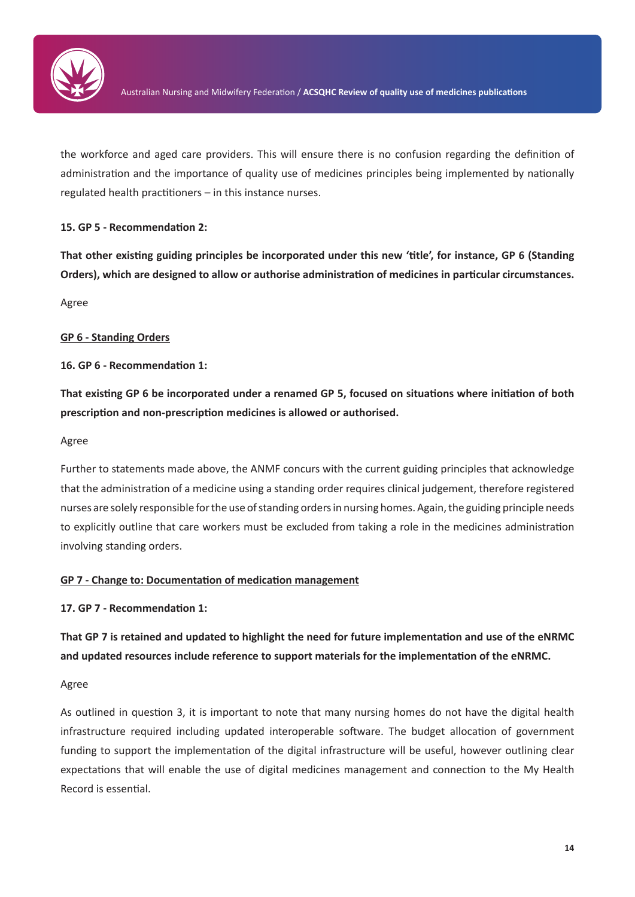the workforce and aged care providers. This will ensure there is no confusion regarding the definition of administration and the importance of quality use of medicines principles being implemented by nationally regulated health practitioners – in this instance nurses.

**15. GP 5 - Recommendation 2:**

**That other existing guiding principles be incorporated under this new 'title', for instance, GP 6 (Standing Orders), which are designed to allow or authorise administration of medicines in particular circumstances.**

Agree

**<u>GP 6 - Standing Orders</u>**

**16. GP 6 - Recommendation 1:**

**That existing GP 6 be incorporated under a renamed GP 5, focused on situations where initiation of both prescription and non-prescription medicines is allowed or authorised.**

Agree

Further to statements made above, the ANMF concurs with the current guiding principles that acknowledge that the administration of a medicine using a standing order requires clinical judgement, therefore registered nurses are solely responsible for the use of standing orders in nursing homes. Again, the guiding principle needs to explicitly outline that care workers must be excluded from taking a role in the medicines administration involving standing orders.

**<u>GP 7 - Change to: Documentation of medication management</u>**

**17. GP 7 - Recommendation 1:**

**That GP 7 is retained and updated to highlight the need for future implementation and use of the eNRMC and updated resources include reference to support materials for the implementation of the eNRMC.**

Agree

As outlined in question 3, it is important to note that many nursing homes do not have the digital health infrastructure required including updated interoperable software. The budget allocation of government funding to support the implementation of the digital infrastructure will be useful, however outlining clear expectations that will enable the use of digital medicines management and connection to the My Health Record is essential.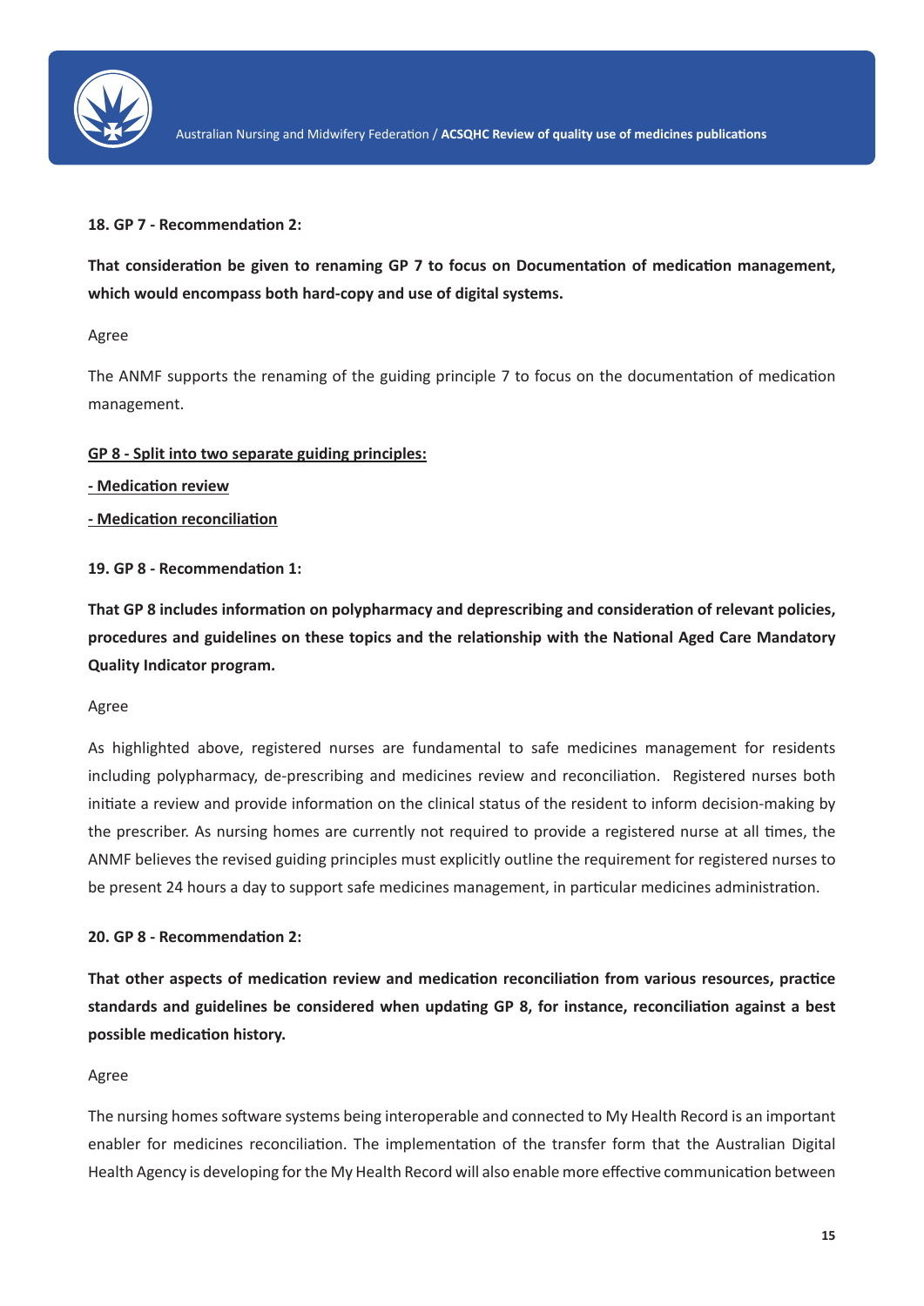**18. GP 7 - Recommendation 2:**

**That consideration be given to renaming GP 7 to focus on Documentation of medication management, which would encompass both hard-copy and use of digital systems.**

Agree

The ANMF supports the renaming of the guiding principle 7 to focus on the documentation of medication management.

**<u>GP 8 - Split into two separate guiding principles:</u>**

**<u>- Medication review</u>**

**<u>- Medication reconciliation</u>**

**19. GP 8 - Recommendation 1:**

**That GP 8 includes information on polypharmacy and deprescribing and consideration of relevant policies, procedures and guidelines on these topics and the relationship with the National Aged Care Mandatory Quality Indicator program.**

Agree

As highlighted above, registered nurses are fundamental to safe medicines management for residents including polypharmacy, de-prescribing and medicines review and reconciliation. Registered nurses both initiate a review and provide information on the clinical status of the resident to inform decision-making by the prescriber. As nursing homes are currently not required to provide a registered nurse at all times, the ANMF believes the revised guiding principles must explicitly outline the requirement for registered nurses to be present 24 hours a day to support safe medicines management, in particular medicines administration.

**20. GP 8 - Recommendation 2:**

**That other aspects of medication review and medication reconciliation from various resources, practice standards and guidelines be considered when updating GP 8, for instance, reconciliation against a best possible medication history.**

Agree

The nursing homes software systems being interoperable and connected to My Health Record is an important enabler for medicines reconciliation. The implementation of the transfer form that the Australian Digital Health Agency is developing for the My Health Record will also enable more effective communication between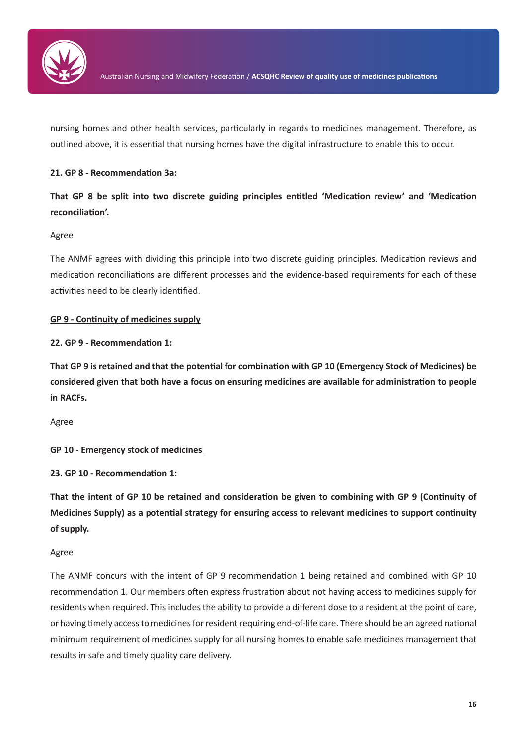nursing homes and other health services, particularly in regards to medicines management. Therefore, as outlined above, it is essential that nursing homes have the digital infrastructure to enable this to occur.

**21. GP 8 - Recommendation 3a:**

**That GP 8 be split into two discrete guiding principles entitled 'Medication review' and 'Medication reconciliation'.**

Agree

The ANMF agrees with dividing this principle into two discrete guiding principles. Medication reviews and medication reconciliations are different processes and the evidence-based requirements for each of these activities need to be clearly identified.

**<u>GP 9 - Continuity of medicines supply</u>**

**22. GP 9 - Recommendation 1:**

**That GP 9 is retained and that the potential for combination with GP 10 (Emergency Stock of Medicines) be considered given that both have a focus on ensuring medicines are available for administration to people in RACFs.**

Agree

**<u>GP 10 - Emergency stock of medicines</u>**

**23. GP 10 - Recommendation 1:**

**That the intent of GP 10 be retained and consideration be given to combining with GP 9 (Continuity of Medicines Supply) as a potential strategy for ensuring access to relevant medicines to support continuity of supply.**

Agree

The ANMF concurs with the intent of GP 9 recommendation 1 being retained and combined with GP 10 recommendation 1. Our members often express frustration about not having access to medicines supply for residents when required. This includes the ability to provide a different dose to a resident at the point of care, or having timely access to medicines for resident requiring end-of-life care. There should be an agreed national minimum requirement of medicines supply for all nursing homes to enable safe medicines management that results in safe and timely quality care delivery.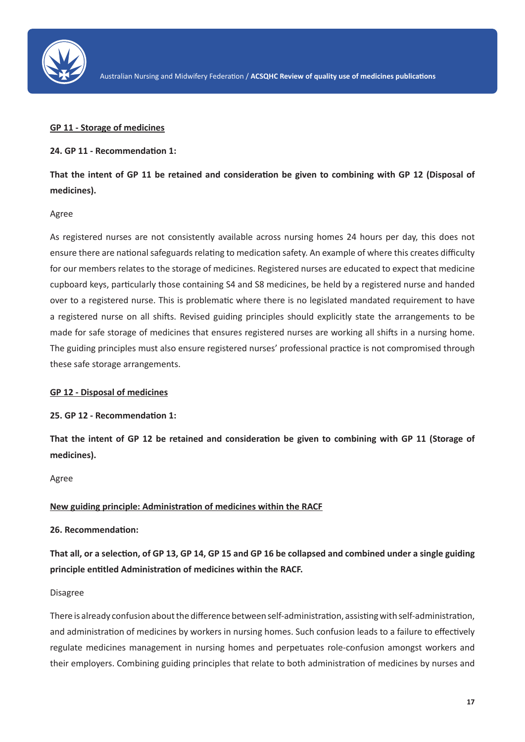**GP 11 - Storage of medicines**

**24. GP 11 - Recommendation 1:**

**That the intent of GP 11 be retained and consideration be given to combining with GP 12 (Disposal of medicines).**

Agree

As registered nurses are not consistently available across nursing homes 24 hours per day, this does not ensure there are national safeguards relating to medication safety. An example of where this creates difficulty for our members relates to the storage of medicines. Registered nurses are educated to expect that medicine cupboard keys, particularly those containing S4 and S8 medicines, be held by a registered nurse and handed over to a registered nurse. This is problematic where there is no legislated mandated requirement to have a registered nurse on all shifts. Revised guiding principles should explicitly state the arrangements to be made for safe storage of medicines that ensures registered nurses are working all shifts in a nursing home. The guiding principles must also ensure registered nurses' professional practice is not compromised through these safe storage arrangements.

**GP 12 - Disposal of medicines**

**25. GP 12 - Recommendation 1:**

**That the intent of GP 12 be retained and consideration be given to combining with GP 11 (Storage of medicines).**

Agree

**New guiding principle: Administration of medicines within the RACF**

**26. Recommendation:**

**That all, or a selection, of GP 13, GP 14, GP 15 and GP 16 be collapsed and combined under a single guiding principle entitled Administration of medicines within the RACF.**

Disagree

There is already confusion about the difference between self-administration, assisting with self-administration, and administration of medicines by workers in nursing homes. Such confusion leads to a failure to effectively regulate medicines management in nursing homes and perpetuates role-confusion amongst workers and their employers. Combining guiding principles that relate to both administration of medicines by nurses and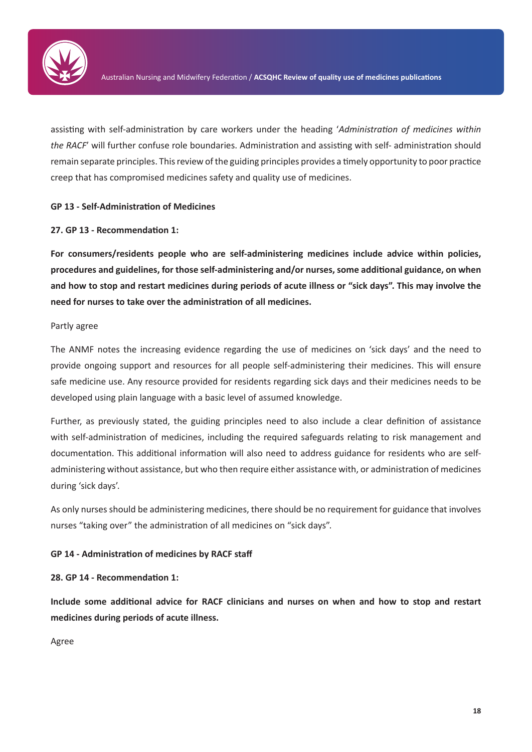assisting with self-administration by care workers under the heading '*Administration of medicines within the RACF*' will further confuse role boundaries. Administration and assisting with self- administration should remain separate principles. This review of the guiding principles provides a timely opportunity to poor practice creep that has compromised medicines safety and quality use of medicines.

**GP 13 - Self-Administration of Medicines**

**27. GP 13 - Recommendation 1:**

**For consumers/residents people who are self-administering medicines include advice within policies, procedures and guidelines, for those self-administering and/or nurses, some additional guidance, on when and how to stop and restart medicines during periods of acute illness or "sick days". This may involve the need for nurses to take over the administration of all medicines.**

Partly agree

The ANMF notes the increasing evidence regarding the use of medicines on 'sick days' and the need to provide ongoing support and resources for all people self-administering their medicines. This will ensure safe medicine use. Any resource provided for residents regarding sick days and their medicines needs to be developed using plain language with a basic level of assumed knowledge.

Further, as previously stated, the guiding principles need to also include a clear definition of assistance with self-administration of medicines, including the required safeguards relating to risk management and documentation. This additional information will also need to address guidance for residents who are self-administering without assistance, but who then require either assistance with, or administration of medicines during 'sick days'.

As only nurses should be administering medicines, there should be no requirement for guidance that involves nurses "taking over" the administration of all medicines on "sick days".

**GP 14 - Administration of medicines by RACF staff**

**28. GP 14 - Recommendation 1:**

**Include some additional advice for RACF clinicians and nurses on when and how to stop and restart medicines during periods of acute illness.**

Agree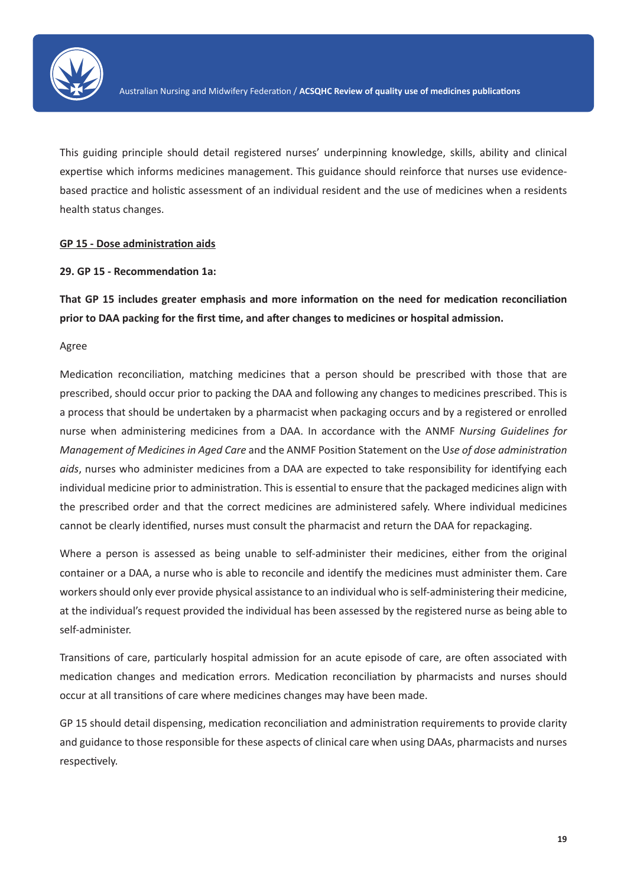This guiding principle should detail registered nurses' underpinning knowledge, skills, ability and clinical expertise which informs medicines management. This guidance should reinforce that nurses use evidence-based practice and holistic assessment of an individual resident and the use of medicines when a residents health status changes.

**GP 15 - Dose administration aids**

**29. GP 15 - Recommendation 1a:**

**That GP 15 includes greater emphasis and more information on the need for medication reconciliation prior to DAA packing for the first time, and after changes to medicines or hospital admission.**

Agree

Medication reconciliation, matching medicines that a person should be prescribed with those that are prescribed, should occur prior to packing the DAA and following any changes to medicines prescribed. This is a process that should be undertaken by a pharmacist when packaging occurs and by a registered or enrolled nurse when administering medicines from a DAA. In accordance with the ANMF *Nursing Guidelines for Management of Medicines in Aged Care* and the ANMF Position Statement on the U*se of dose administration aids*, nurses who administer medicines from a DAA are expected to take responsibility for identifying each individual medicine prior to administration. This is essential to ensure that the packaged medicines align with the prescribed order and that the correct medicines are administered safely. Where individual medicines cannot be clearly identified, nurses must consult the pharmacist and return the DAA for repackaging.

Where a person is assessed as being unable to self-administer their medicines, either from the original container or a DAA, a nurse who is able to reconcile and identify the medicines must administer them. Care workers should only ever provide physical assistance to an individual who is self-administering their medicine, at the individual's request provided the individual has been assessed by the registered nurse as being able to self-administer.

Transitions of care, particularly hospital admission for an acute episode of care, are often associated with medication changes and medication errors. Medication reconciliation by pharmacists and nurses should occur at all transitions of care where medicines changes may have been made.

GP 15 should detail dispensing, medication reconciliation and administration requirements to provide clarity and guidance to those responsible for these aspects of clinical care when using DAAs, pharmacists and nurses respectively.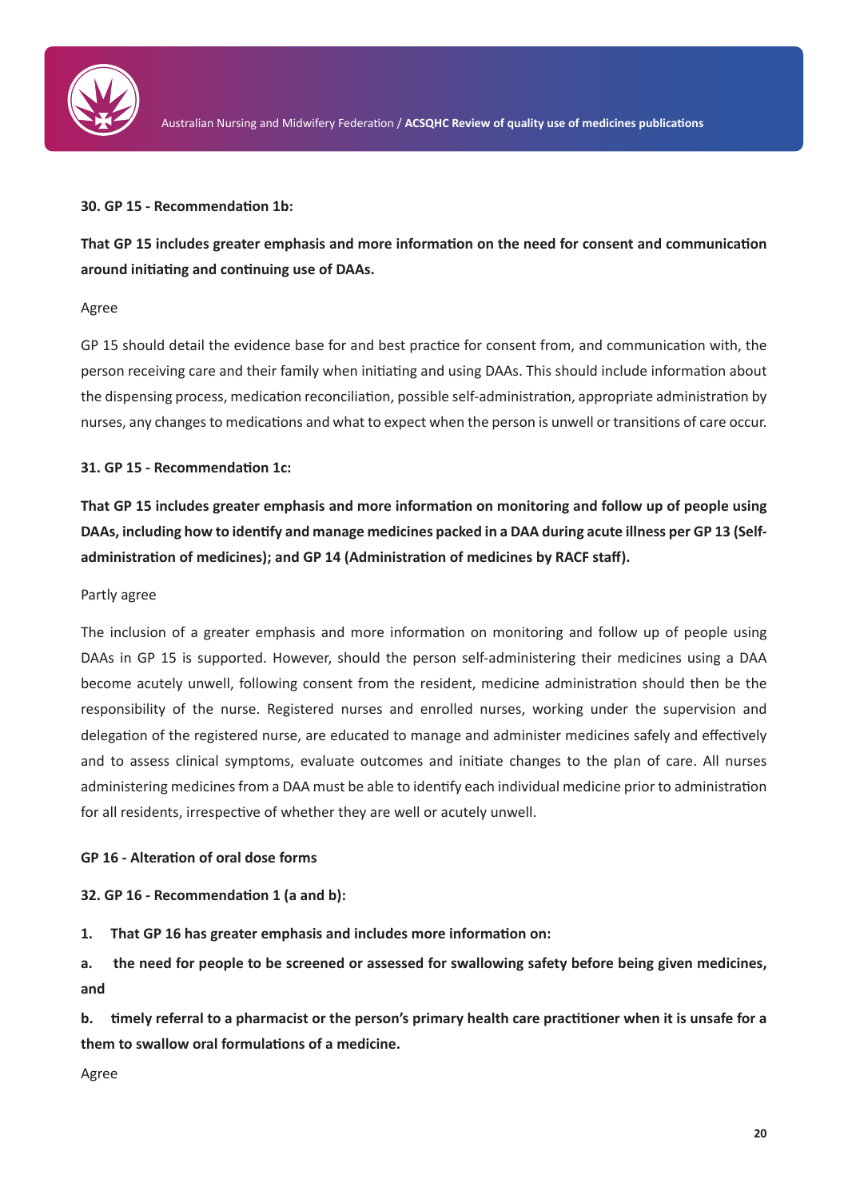**30. GP 15 - Recommendation 1b:**

**That GP 15 includes greater emphasis and more information on the need for consent and communication around initiating and continuing use of DAAs.**

Agree

GP 15 should detail the evidence base for and best practice for consent from, and communication with, the person receiving care and their family when initiating and using DAAs. This should include information about the dispensing process, medication reconciliation, possible self-administration, appropriate administration by nurses, any changes to medications and what to expect when the person is unwell or transitions of care occur.

**31. GP 15 - Recommendation 1c:**

**That GP 15 includes greater emphasis and more information on monitoring and follow up of people using DAAs, including how to identify and manage medicines packed in a DAA during acute illness per GP 13 (Self-administration of medicines); and GP 14 (Administration of medicines by RACF staff).**

Partly agree

The inclusion of a greater emphasis and more information on monitoring and follow up of people using DAAs in GP 15 is supported. However, should the person self-administering their medicines using a DAA become acutely unwell, following consent from the resident, medicine administration should then be the responsibility of the nurse. Registered nurses and enrolled nurses, working under the supervision and delegation of the registered nurse, are educated to manage and administer medicines safely and effectively and to assess clinical symptoms, evaluate outcomes and initiate changes to the plan of care. All nurses administering medicines from a DAA must be able to identify each individual medicine prior to administration for all residents, irrespective of whether they are well or acutely unwell.

**GP 16 - Alteration of oral dose forms**

**32. GP 16 - Recommendation 1 (a and b):**

**1. That GP 16 has greater emphasis and includes more information on:**

**a. the need for people to be screened or assessed for swallowing safety before being given medicines, and**

**b. timely referral to a pharmacist or the person's primary health care practitioner when it is unsafe for a them to swallow oral formulations of a medicine.**

Agree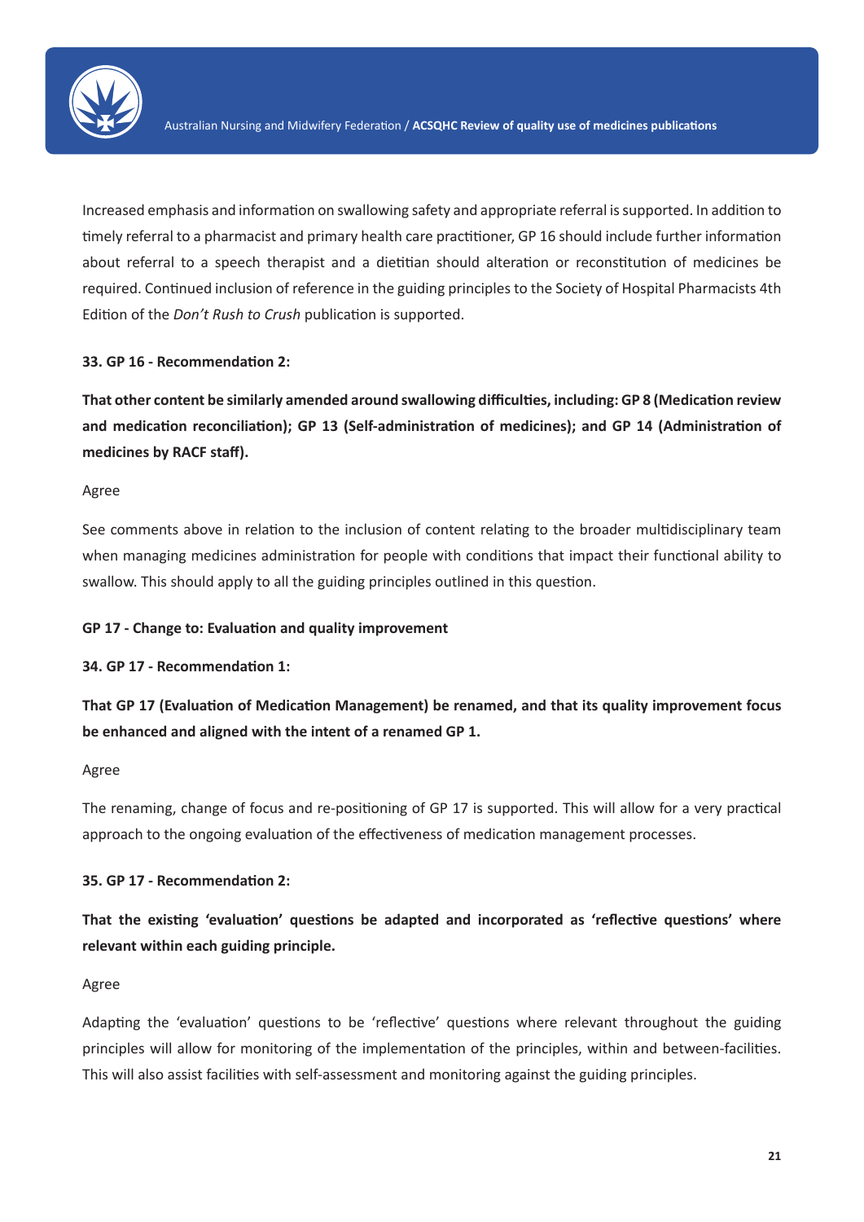Increased emphasis and information on swallowing safety and appropriate referral is supported. In addition to timely referral to a pharmacist and primary health care practitioner, GP 16 should include further information about referral to a speech therapist and a dietitian should alteration or reconstitution of medicines be required. Continued inclusion of reference in the guiding principles to the Society of Hospital Pharmacists 4th Edition of the *Don't Rush to Crush* publication is supported.

**33. GP 16 - Recommendation 2:**

**That other content be similarly amended around swallowing difficulties, including: GP 8 (Medication review and medication reconciliation); GP 13 (Self-administration of medicines); and GP 14 (Administration of medicines by RACF staff).**

Agree

See comments above in relation to the inclusion of content relating to the broader multidisciplinary team when managing medicines administration for people with conditions that impact their functional ability to swallow. This should apply to all the guiding principles outlined in this question.

**GP 17 - Change to: Evaluation and quality improvement**

**34. GP 17 - Recommendation 1:**

**That GP 17 (Evaluation of Medication Management) be renamed, and that its quality improvement focus be enhanced and aligned with the intent of a renamed GP 1.**

Agree

The renaming, change of focus and re-positioning of GP 17 is supported. This will allow for a very practical approach to the ongoing evaluation of the effectiveness of medication management processes.

**35. GP 17 - Recommendation 2:**

**That the existing 'evaluation' questions be adapted and incorporated as 'reflective questions' where relevant within each guiding principle.**

Agree

Adapting the 'evaluation' questions to be 'reflective' questions where relevant throughout the guiding principles will allow for monitoring of the implementation of the principles, within and between-facilities. This will also assist facilities with self-assessment and monitoring against the guiding principles.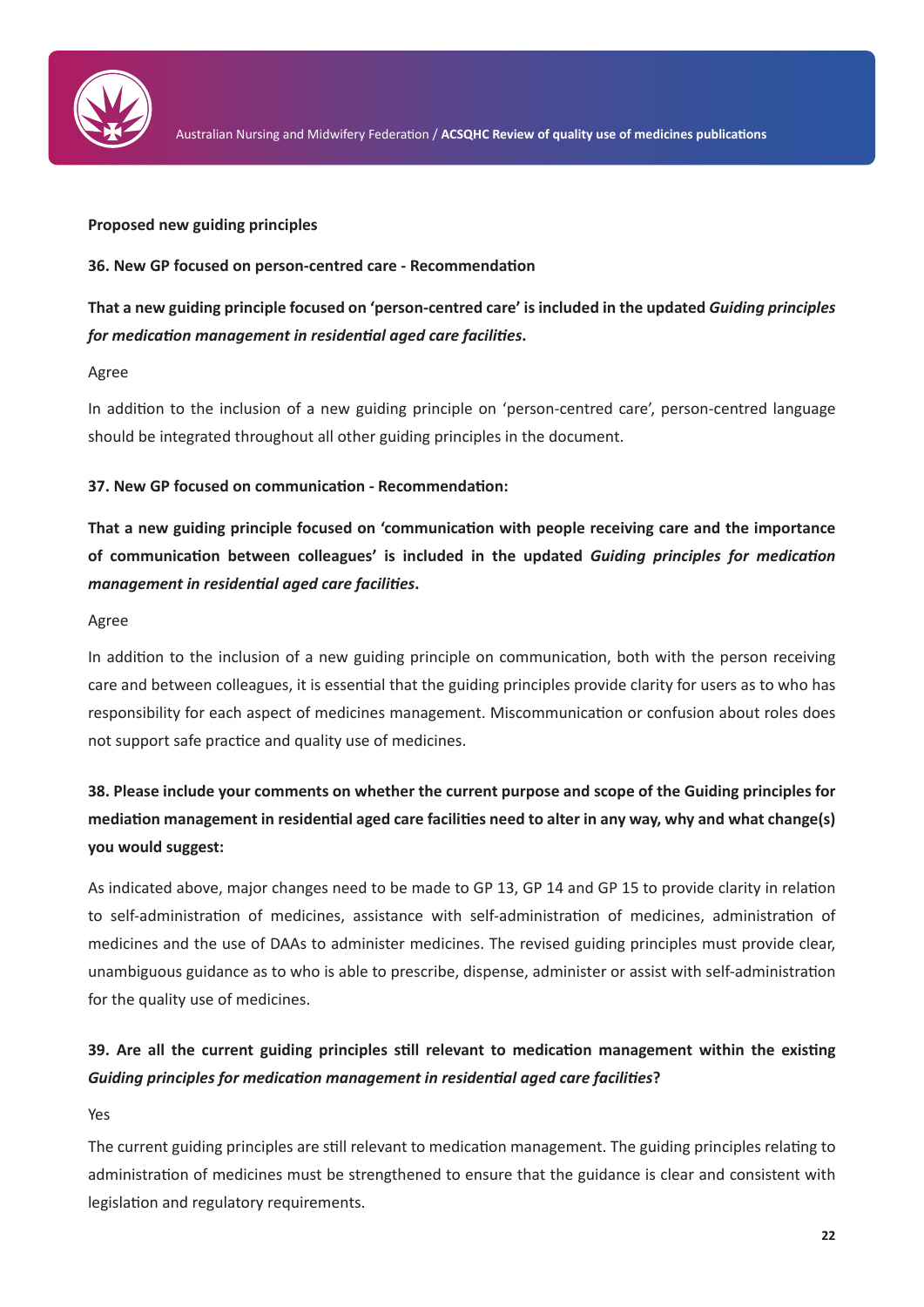**Proposed new guiding principles**

**36. New GP focused on person-centred care - Recommendation**

**That a new guiding principle focused on 'person-centred care' is included in the updated *Guiding principles for medication management in residential aged care facilities*.**

Agree

In addition to the inclusion of a new guiding principle on 'person-centred care', person-centred language should be integrated throughout all other guiding principles in the document.

**37. New GP focused on communication - Recommendation:**

**That a new guiding principle focused on 'communication with people receiving care and the importance of communication between colleagues' is included in the updated *Guiding principles for medication management in residential aged care facilities*.**

Agree

In addition to the inclusion of a new guiding principle on communication, both with the person receiving care and between colleagues, it is essential that the guiding principles provide clarity for users as to who has responsibility for each aspect of medicines management. Miscommunication or confusion about roles does not support safe practice and quality use of medicines.

**38. Please include your comments on whether the current purpose and scope of the Guiding principles for mediation management in residential aged care facilities need to alter in any way, why and what change(s) you would suggest:**

As indicated above, major changes need to be made to GP 13, GP 14 and GP 15 to provide clarity in relation to self-administration of medicines, assistance with self-administration of medicines, administration of medicines and the use of DAAs to administer medicines. The revised guiding principles must provide clear, unambiguous guidance as to who is able to prescribe, dispense, administer or assist with self-administration for the quality use of medicines.

**39. Are all the current guiding principles still relevant to medication management within the existing *Guiding principles for medication management in residential aged care facilities*?**

Yes

The current guiding principles are still relevant to medication management. The guiding principles relating to administration of medicines must be strengthened to ensure that the guidance is clear and consistent with legislation and regulatory requirements.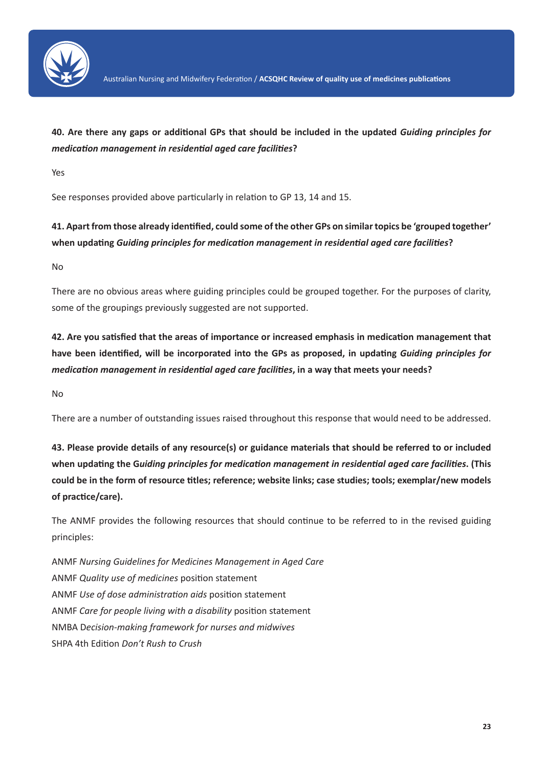**40. Are there any gaps or additional GPs that should be included in the updated *Guiding principles for medication management in residential aged care facilities*?**

Yes

See responses provided above particularly in relation to GP 13, 14 and 15.

**41. Apart from those already identified, could some of the other GPs on similar topics be 'grouped together' when updating *Guiding principles for medication management in residential aged care facilities*?**

No

There are no obvious areas where guiding principles could be grouped together. For the purposes of clarity, some of the groupings previously suggested are not supported.

**42. Are you satisfied that the areas of importance or increased emphasis in medication management that have been identified, will be incorporated into the GPs as proposed, in updating *Guiding principles for medication management in residential aged care facilities*, in a way that meets your needs?**

No

There are a number of outstanding issues raised throughout this response that would need to be addressed.

**43. Please provide details of any resource(s) or guidance materials that should be referred to or included when updating the G*uiding principles for medication management in residential aged care facilities*. (This could be in the form of resource titles; reference; website links; case studies; tools; exemplar/new models of practice/care).**

The ANMF provides the following resources that should continue to be referred to in the revised guiding principles:

ANMF *Nursing Guidelines for Medicines Management in Aged Care*
ANMF *Quality use of medicines* position statement
ANMF *Use of dose administration aids* position statement
ANMF *Care for people living with a disability* position statement
NMBA D*ecision-making framework for nurses and midwives*
SHPA 4th Edition *Don't Rush to Crush*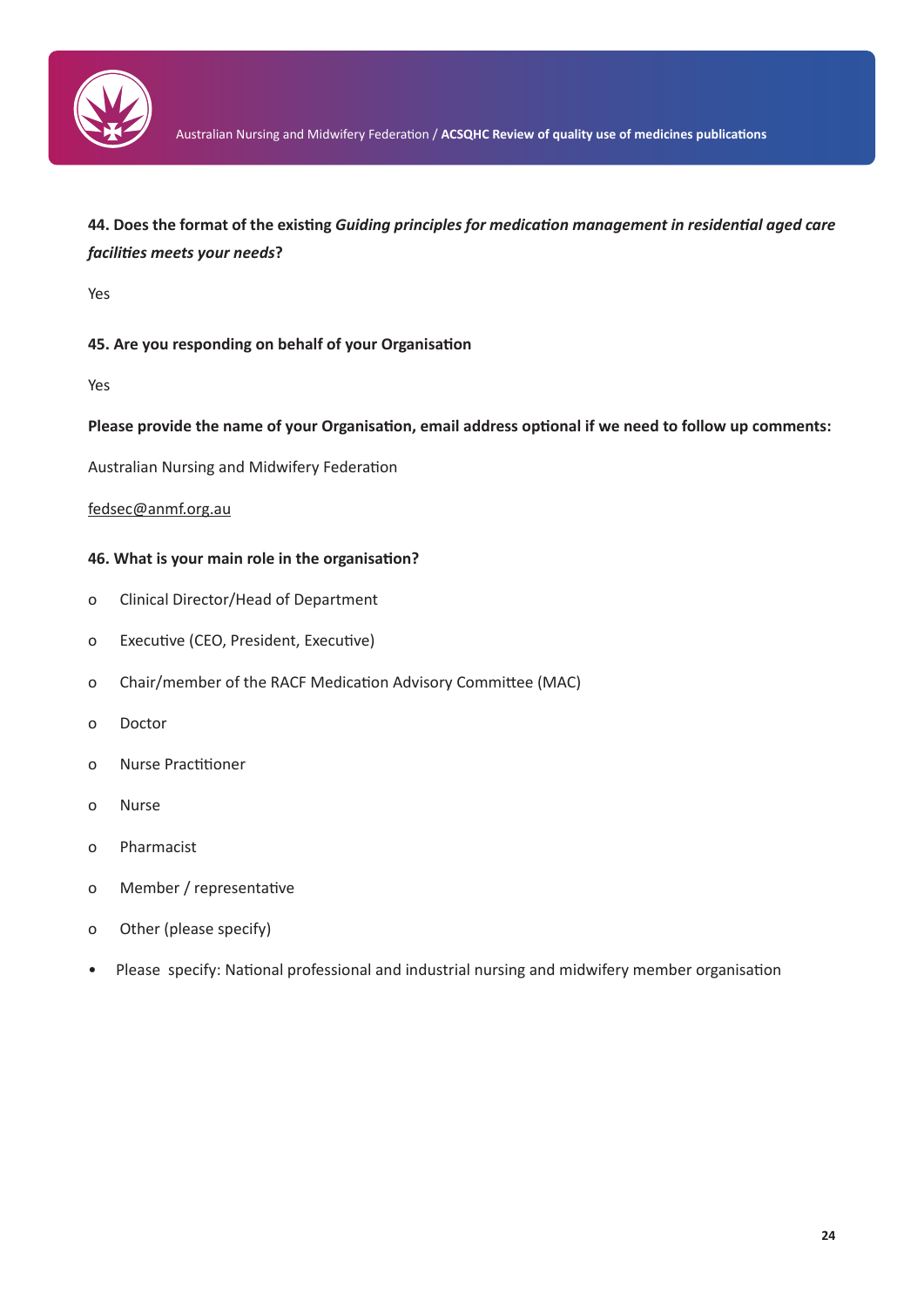**44. Does the format of the existing *Guiding principles for medication management in residential aged care facilities meets your needs*?**

Yes

**45. Are you responding on behalf of your Organisation**

Yes

**Please provide the name of your Organisation, email address optional if we need to follow up comments:**

Australian Nursing and Midwifery Federation

fedsec@anmf.org.au

**46. What is your main role in the organisation?**

- o Clinical Director/Head of Department
- o Executive (CEO, President, Executive)
- o Chair/member of the RACF Medication Advisory Committee (MAC)
- o Doctor
- o Nurse Practitioner
- o Nurse
- o Pharmacist
- o Member / representative
- o Other (please specify)

- Please specify: National professional and industrial nursing and midwifery member organisation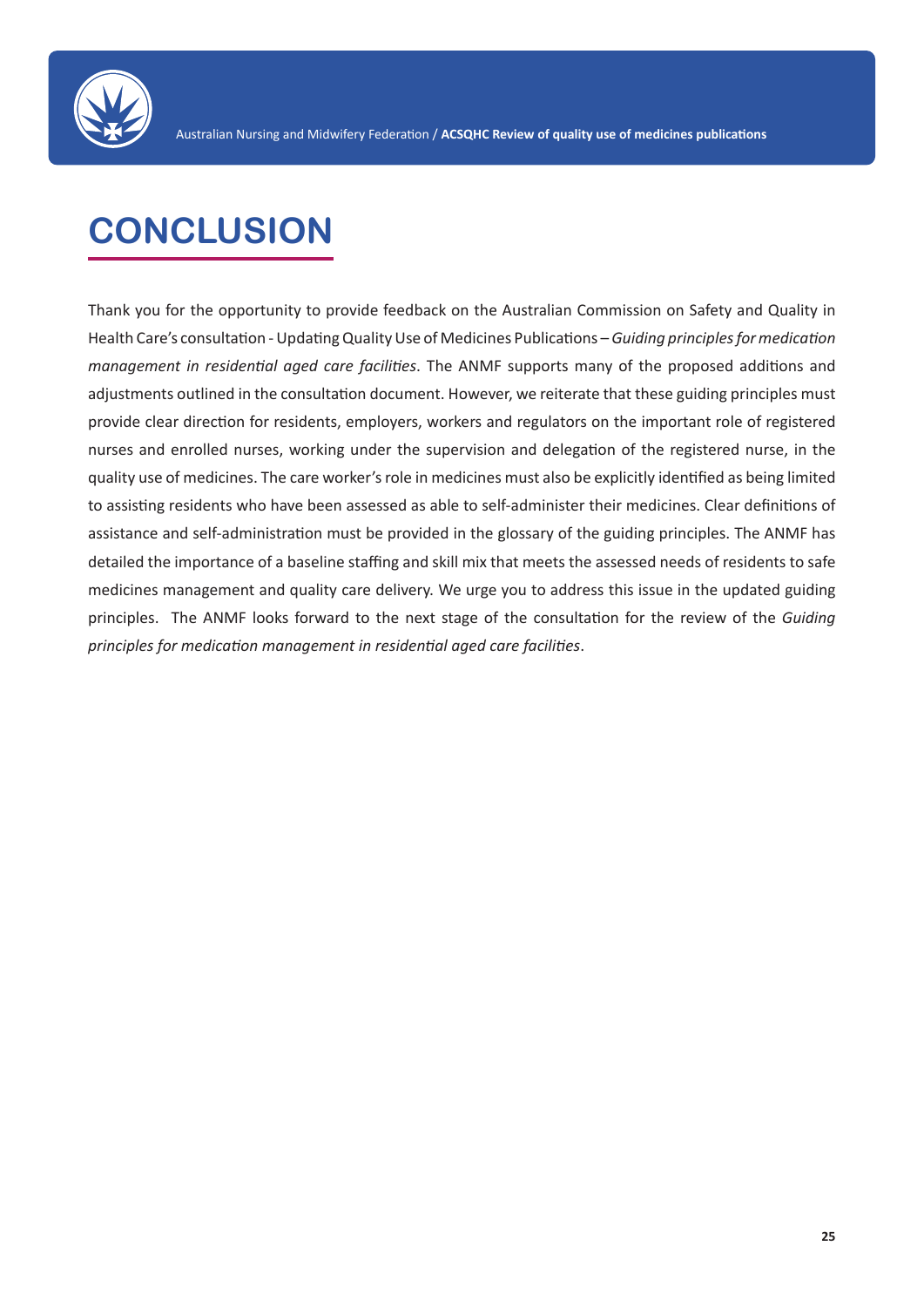# CONCLUSION

Thank you for the opportunity to provide feedback on the Australian Commission on Safety and Quality in Health Care's consultation - Updating Quality Use of Medicines Publications – *Guiding principles for medication management in residential aged care facilities*. The ANMF supports many of the proposed additions and adjustments outlined in the consultation document. However, we reiterate that these guiding principles must provide clear direction for residents, employers, workers and regulators on the important role of registered nurses and enrolled nurses, working under the supervision and delegation of the registered nurse, in the quality use of medicines. The care worker's role in medicines must also be explicitly identified as being limited to assisting residents who have been assessed as able to self-administer their medicines. Clear definitions of assistance and self-administration must be provided in the glossary of the guiding principles. The ANMF has detailed the importance of a baseline staffing and skill mix that meets the assessed needs of residents to safe medicines management and quality care delivery. We urge you to address this issue in the updated guiding principles. The ANMF looks forward to the next stage of the consultation for the review of the *Guiding principles for medication management in residential aged care facilities*.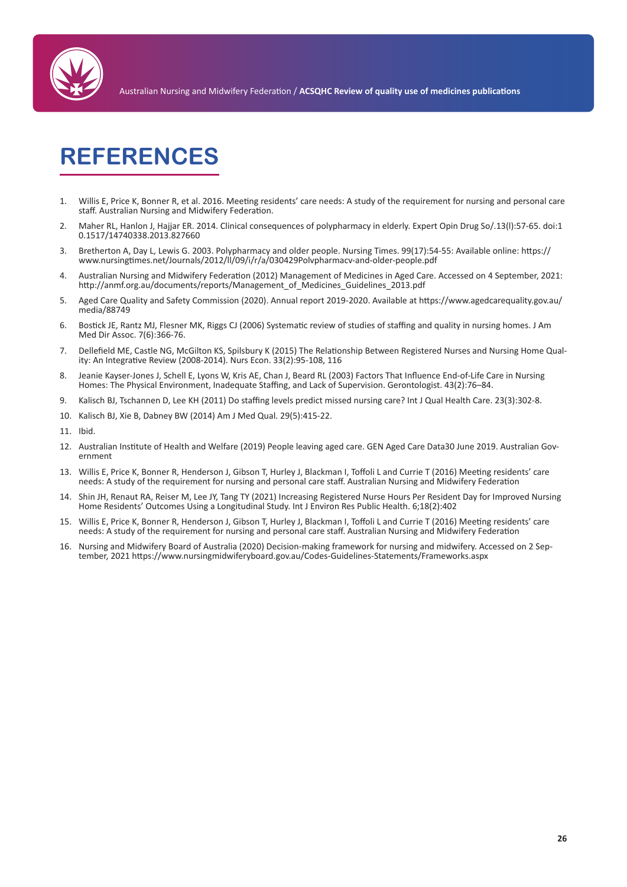# REFERENCES

1. Willis E, Price K, Bonner R, et al. 2016. Meeting residents' care needs: A study of the requirement for nursing and personal care staff. Australian Nursing and Midwifery Federation.
2. Maher RL, Hanlon J, Hajjar ER. 2014. Clinical consequences of polypharmacy in elderly. Expert Opin Drug So/.13(l):57-65. doi:1 0.1517/14740338.2013.827660
3. Bretherton A, Day L, Lewis G. 2003. Polypharmacy and older people. Nursing Times. 99(17):54-55: Available online: https://www.nursingtimes.net/Journals/2012/ll/09/i/r/a/030429Polvpharmacv-and-older-people.pdf
4. Australian Nursing and Midwifery Federation (2012) Management of Medicines in Aged Care. Accessed on 4 September, 2021: http://anmf.org.au/documents/reports/Management_of_Medicines_Guidelines_2013.pdf
5. Aged Care Quality and Safety Commission (2020). Annual report 2019-2020. Available at https://www.agedcarequality.gov.au/media/88749
6. Bostick JE, Rantz MJ, Flesner MK, Riggs CJ (2006) Systematic review of studies of staffing and quality in nursing homes. J Am Med Dir Assoc. 7(6):366-76.
7. Dellefield ME, Castle NG, McGilton KS, Spilsbury K (2015) The Relationship Between Registered Nurses and Nursing Home Quality: An Integrative Review (2008-2014). Nurs Econ. 33(2):95-108, 116
8. Jeanie Kayser-Jones J, Schell E, Lyons W, Kris AE, Chan J, Beard RL (2003) Factors That Influence End-of-Life Care in Nursing Homes: The Physical Environment, Inadequate Staffing, and Lack of Supervision. Gerontologist. 43(2):76–84.
9. Kalisch BJ, Tschannen D, Lee KH (2011) Do staffing levels predict missed nursing care? Int J Qual Health Care. 23(3):302-8.
10. Kalisch BJ, Xie B, Dabney BW (2014) Am J Med Qual. 29(5):415-22.
11. Ibid.
12. Australian Institute of Health and Welfare (2019) People leaving aged care. GEN Aged Care Data30 June 2019. Australian Government
13. Willis E, Price K, Bonner R, Henderson J, Gibson T, Hurley J, Blackman I, Toffoli L and Currie T (2016) Meeting residents' care needs: A study of the requirement for nursing and personal care staff. Australian Nursing and Midwifery Federation
14. Shin JH, Renaut RA, Reiser M, Lee JY, Tang TY (2021) Increasing Registered Nurse Hours Per Resident Day for Improved Nursing Home Residents' Outcomes Using a Longitudinal Study. Int J Environ Res Public Health. 6;18(2):402
15. Willis E, Price K, Bonner R, Henderson J, Gibson T, Hurley J, Blackman I, Toffoli L and Currie T (2016) Meeting residents' care needs: A study of the requirement for nursing and personal care staff. Australian Nursing and Midwifery Federation
16. Nursing and Midwifery Board of Australia (2020) Decision-making framework for nursing and midwifery. Accessed on 2 September, 2021 https://www.nursingmidwiferyboard.gov.au/Codes-Guidelines-Statements/Frameworks.aspx